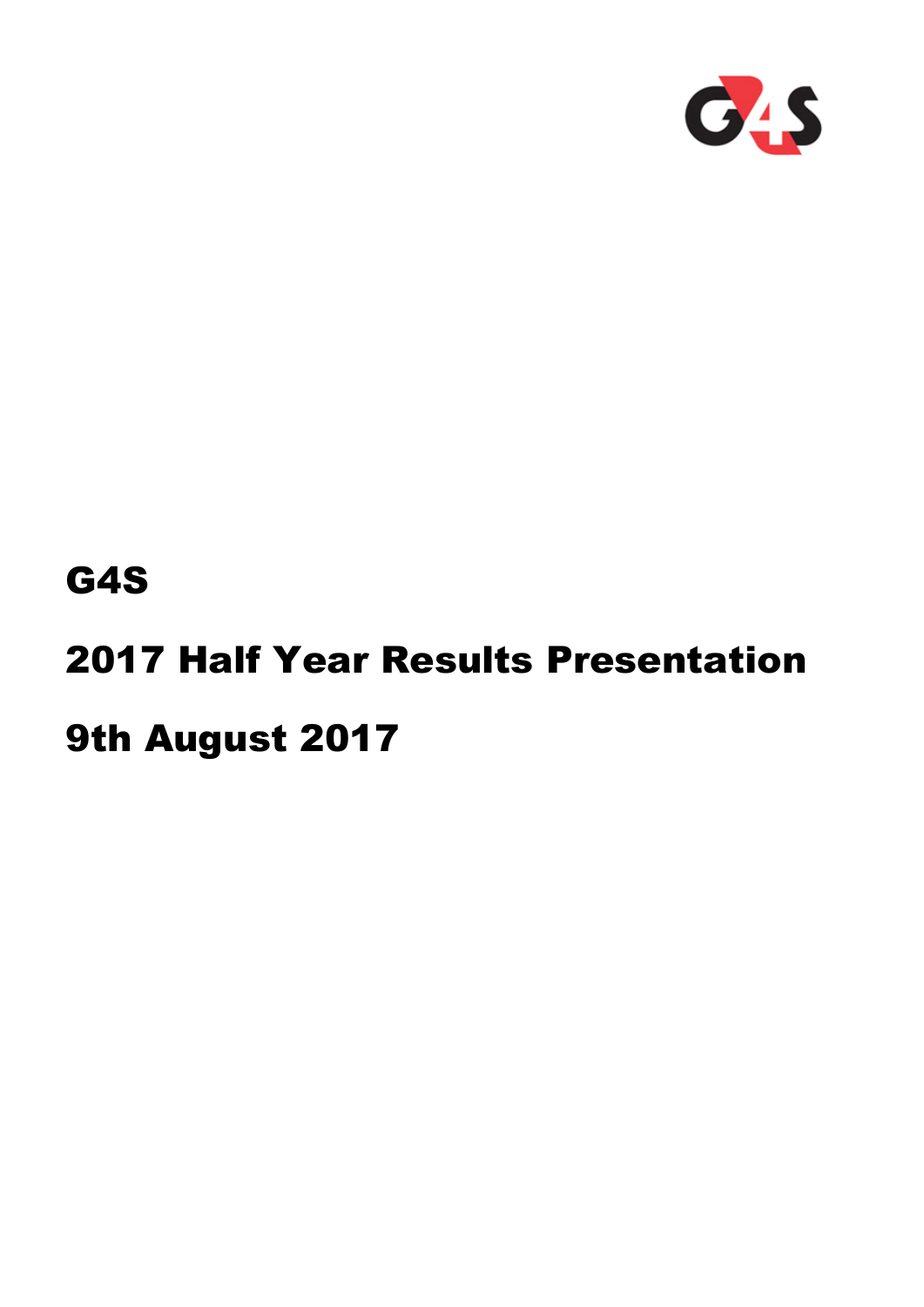# G4S

# 2017 Half Year Results Presentation

# 9th August 2017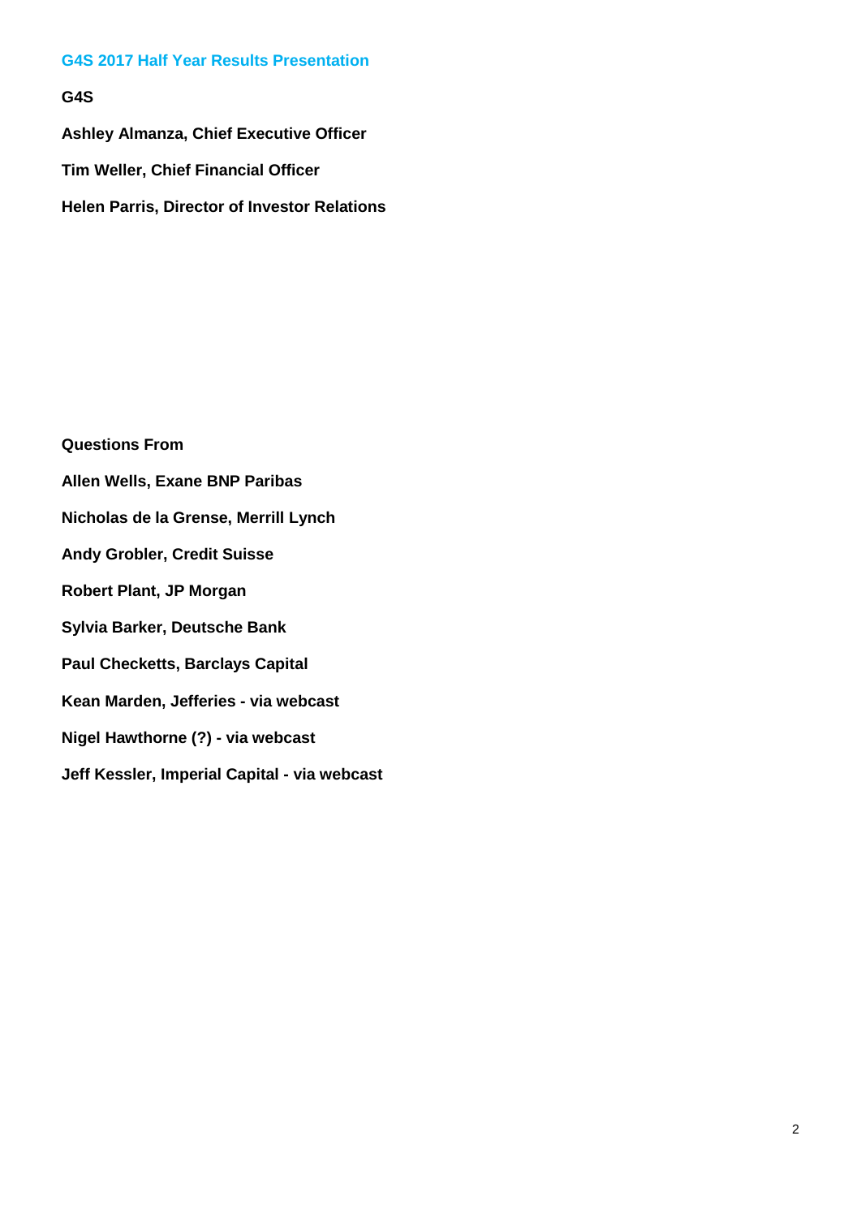## G4S 2017 Half Year Results Presentation

**G4S**

**Ashley Almanza, Chief Executive Officer**

**Tim Weller, Chief Financial Officer**

**Helen Parris, Director of Investor Relations**

**Questions From**

**Allen Wells, Exane BNP Paribas**

**Nicholas de la Grense, Merrill Lynch**

**Andy Grobler, Credit Suisse**

**Robert Plant, JP Morgan**

**Sylvia Barker, Deutsche Bank**

**Paul Checketts, Barclays Capital**

**Kean Marden, Jefferies - via webcast**

**Nigel Hawthorne (?) - via webcast**

**Jeff Kessler, Imperial Capital - via webcast**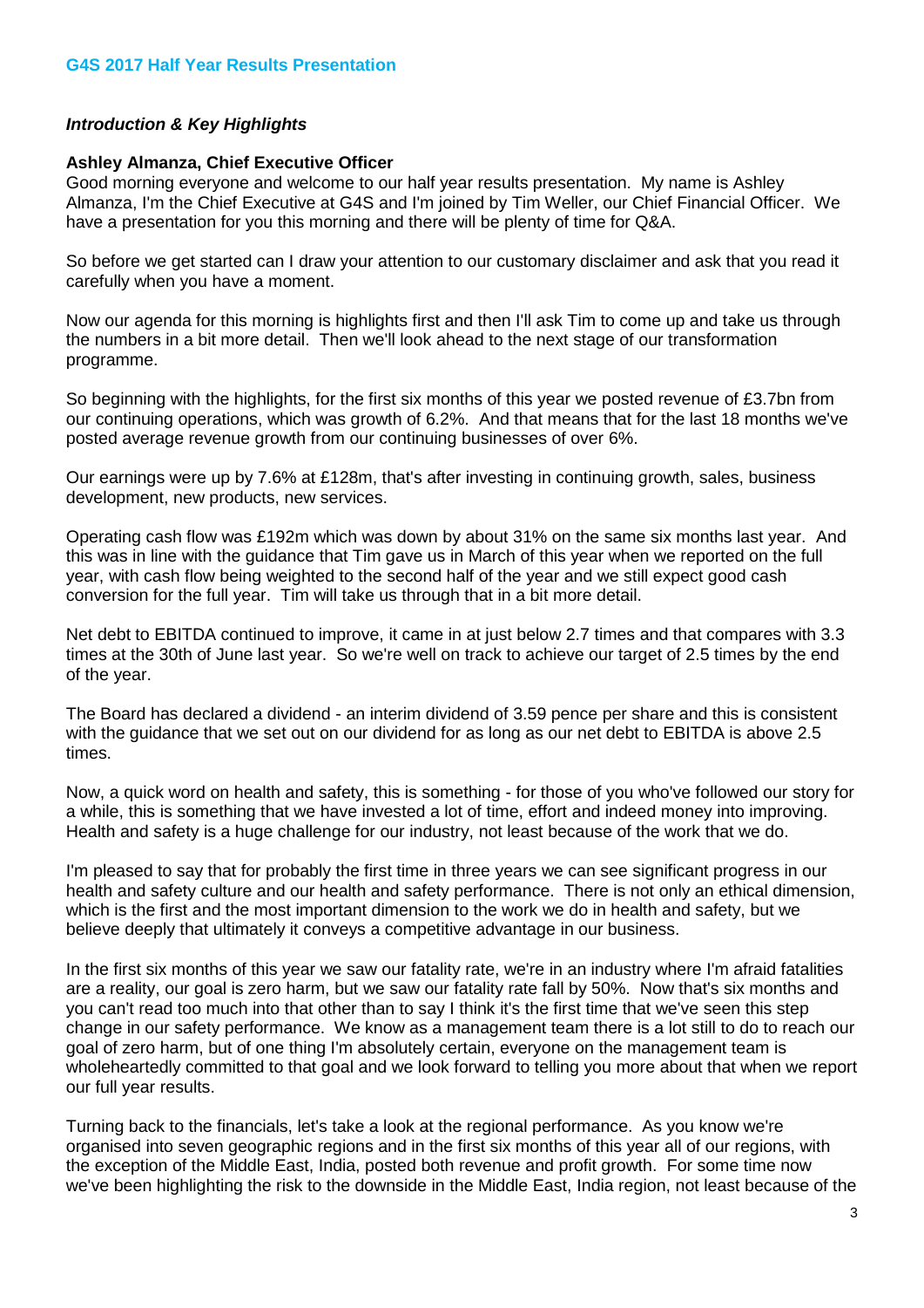## Introduction & Key Highlights

**Ashley Almanza, Chief Executive Officer**

Good morning everyone and welcome to our half year results presentation. My name is Ashley Almanza, I'm the Chief Executive at G4S and I'm joined by Tim Weller, our Chief Financial Officer. We have a presentation for you this morning and there will be plenty of time for Q&A.

So before we get started can I draw your attention to our customary disclaimer and ask that you read it carefully when you have a moment.

Now our agenda for this morning is highlights first and then I'll ask Tim to come up and take us through the numbers in a bit more detail. Then we'll look ahead to the next stage of our transformation programme.

So beginning with the highlights, for the first six months of this year we posted revenue of £3.7bn from our continuing operations, which was growth of 6.2%. And that means that for the last 18 months we've posted average revenue growth from our continuing businesses of over 6%.

Our earnings were up by 7.6% at £128m, that's after investing in continuing growth, sales, business development, new products, new services.

Operating cash flow was £192m which was down by about 31% on the same six months last year. And this was in line with the guidance that Tim gave us in March of this year when we reported on the full year, with cash flow being weighted to the second half of the year and we still expect good cash conversion for the full year. Tim will take us through that in a bit more detail.

Net debt to EBITDA continued to improve, it came in at just below 2.7 times and that compares with 3.3 times at the 30th of June last year. So we're well on track to achieve our target of 2.5 times by the end of the year.

The Board has declared a dividend - an interim dividend of 3.59 pence per share and this is consistent with the guidance that we set out on our dividend for as long as our net debt to EBITDA is above 2.5 times.

Now, a quick word on health and safety, this is something - for those of you who've followed our story for a while, this is something that we have invested a lot of time, effort and indeed money into improving. Health and safety is a huge challenge for our industry, not least because of the work that we do.

I'm pleased to say that for probably the first time in three years we can see significant progress in our health and safety culture and our health and safety performance. There is not only an ethical dimension, which is the first and the most important dimension to the work we do in health and safety, but we believe deeply that ultimately it conveys a competitive advantage in our business.

In the first six months of this year we saw our fatality rate, we're in an industry where I'm afraid fatalities are a reality, our goal is zero harm, but we saw our fatality rate fall by 50%. Now that's six months and you can't read too much into that other than to say I think it's the first time that we've seen this step change in our safety performance. We know as a management team there is a lot still to do to reach our goal of zero harm, but of one thing I'm absolutely certain, everyone on the management team is wholeheartedly committed to that goal and we look forward to telling you more about that when we report our full year results.

Turning back to the financials, let's take a look at the regional performance. As you know we're organised into seven geographic regions and in the first six months of this year all of our regions, with the exception of the Middle East, India, posted both revenue and profit growth. For some time now we've been highlighting the risk to the downside in the Middle East, India region, not least because of the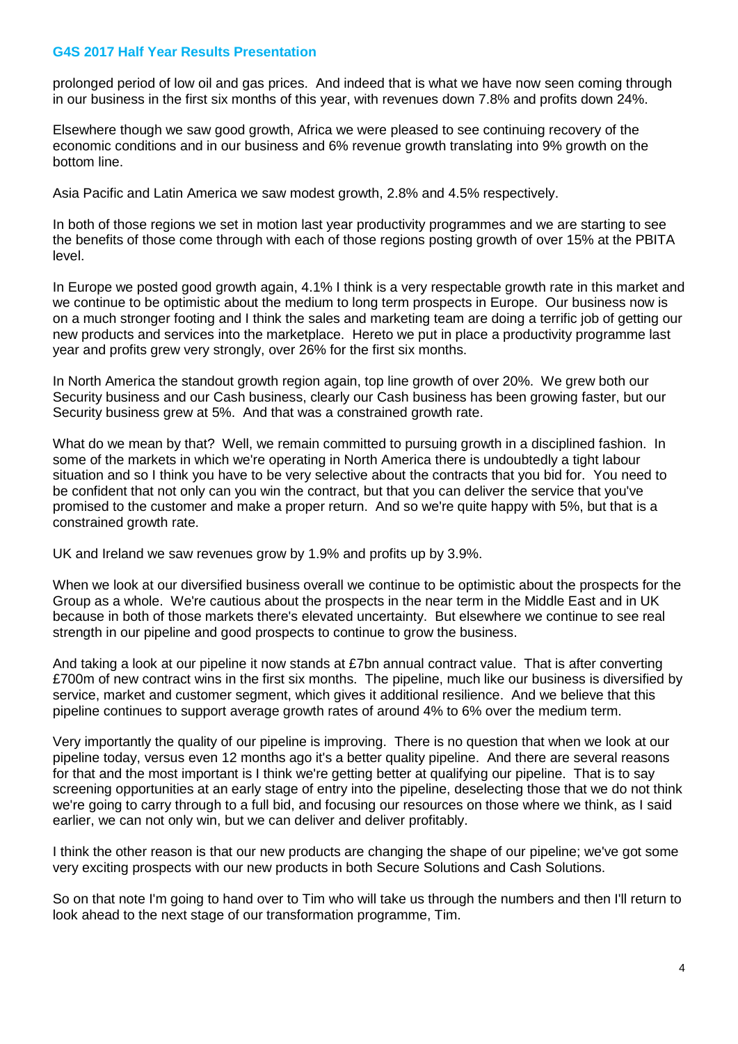prolonged period of low oil and gas prices. And indeed that is what we have now seen coming through in our business in the first six months of this year, with revenues down 7.8% and profits down 24%.

Elsewhere though we saw good growth, Africa we were pleased to see continuing recovery of the economic conditions and in our business and 6% revenue growth translating into 9% growth on the bottom line.

Asia Pacific and Latin America we saw modest growth, 2.8% and 4.5% respectively.

In both of those regions we set in motion last year productivity programmes and we are starting to see the benefits of those come through with each of those regions posting growth of over 15% at the PBITA level.

In Europe we posted good growth again, 4.1% I think is a very respectable growth rate in this market and we continue to be optimistic about the medium to long term prospects in Europe. Our business now is on a much stronger footing and I think the sales and marketing team are doing a terrific job of getting our new products and services into the marketplace. Hereto we put in place a productivity programme last year and profits grew very strongly, over 26% for the first six months.

In North America the standout growth region again, top line growth of over 20%. We grew both our Security business and our Cash business, clearly our Cash business has been growing faster, but our Security business grew at 5%. And that was a constrained growth rate.

What do we mean by that? Well, we remain committed to pursuing growth in a disciplined fashion. In some of the markets in which we're operating in North America there is undoubtedly a tight labour situation and so I think you have to be very selective about the contracts that you bid for. You need to be confident that not only can you win the contract, but that you can deliver the service that you've promised to the customer and make a proper return. And so we're quite happy with 5%, but that is a constrained growth rate.

UK and Ireland we saw revenues grow by 1.9% and profits up by 3.9%.

When we look at our diversified business overall we continue to be optimistic about the prospects for the Group as a whole. We're cautious about the prospects in the near term in the Middle East and in UK because in both of those markets there's elevated uncertainty. But elsewhere we continue to see real strength in our pipeline and good prospects to continue to grow the business.

And taking a look at our pipeline it now stands at £7bn annual contract value. That is after converting £700m of new contract wins in the first six months. The pipeline, much like our business is diversified by service, market and customer segment, which gives it additional resilience. And we believe that this pipeline continues to support average growth rates of around 4% to 6% over the medium term.

Very importantly the quality of our pipeline is improving. There is no question that when we look at our pipeline today, versus even 12 months ago it's a better quality pipeline. And there are several reasons for that and the most important is I think we're getting better at qualifying our pipeline. That is to say screening opportunities at an early stage of entry into the pipeline, deselecting those that we do not think we're going to carry through to a full bid, and focusing our resources on those where we think, as I said earlier, we can not only win, but we can deliver and deliver profitably.

I think the other reason is that our new products are changing the shape of our pipeline; we've got some very exciting prospects with our new products in both Secure Solutions and Cash Solutions.

So on that note I'm going to hand over to Tim who will take us through the numbers and then I'll return to look ahead to the next stage of our transformation programme, Tim.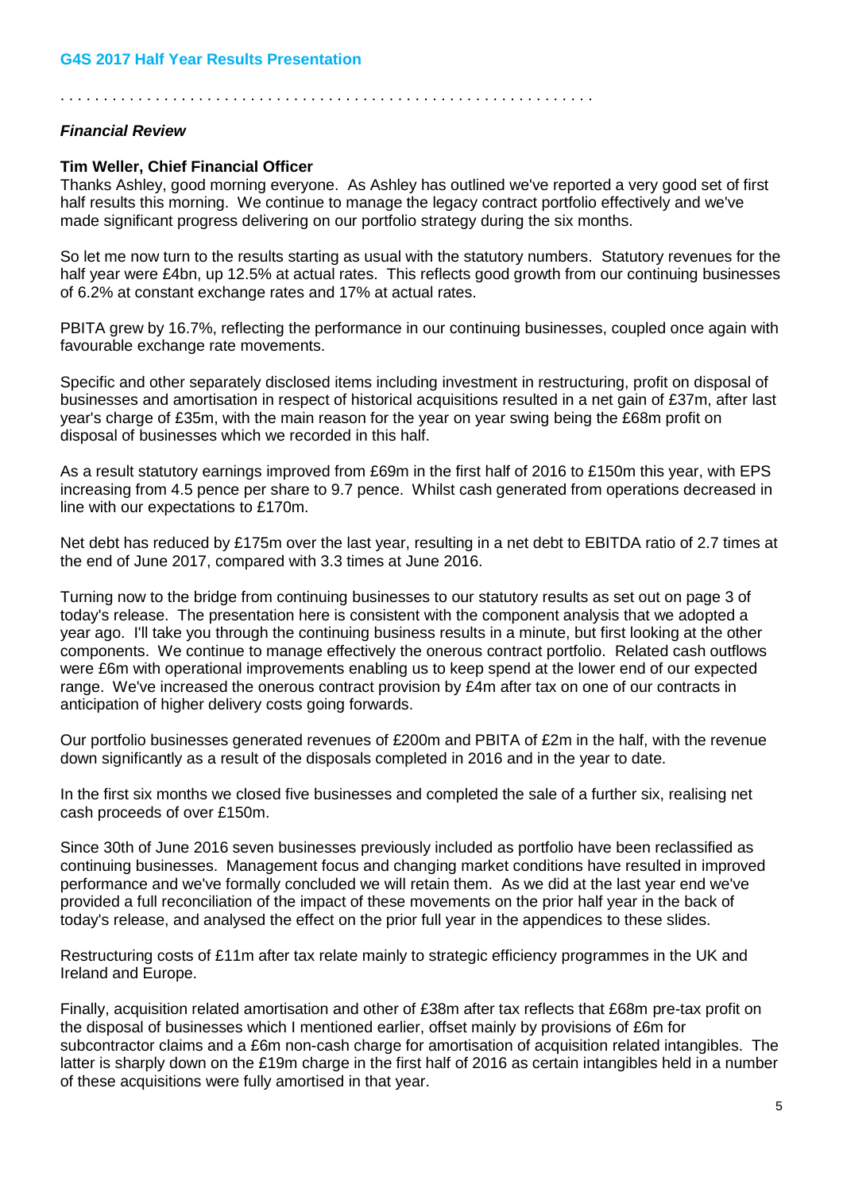*Financial Review*

**Tim Weller, Chief Financial Officer**

Thanks Ashley, good morning everyone. As Ashley has outlined we've reported a very good set of first half results this morning. We continue to manage the legacy contract portfolio effectively and we've made significant progress delivering on our portfolio strategy during the six months.

So let me now turn to the results starting as usual with the statutory numbers. Statutory revenues for the half year were £4bn, up 12.5% at actual rates. This reflects good growth from our continuing businesses of 6.2% at constant exchange rates and 17% at actual rates.

PBITA grew by 16.7%, reflecting the performance in our continuing businesses, coupled once again with favourable exchange rate movements.

Specific and other separately disclosed items including investment in restructuring, profit on disposal of businesses and amortisation in respect of historical acquisitions resulted in a net gain of £37m, after last year's charge of £35m, with the main reason for the year on year swing being the £68m profit on disposal of businesses which we recorded in this half.

As a result statutory earnings improved from £69m in the first half of 2016 to £150m this year, with EPS increasing from 4.5 pence per share to 9.7 pence. Whilst cash generated from operations decreased in line with our expectations to £170m.

Net debt has reduced by £175m over the last year, resulting in a net debt to EBITDA ratio of 2.7 times at the end of June 2017, compared with 3.3 times at June 2016.

Turning now to the bridge from continuing businesses to our statutory results as set out on page 3 of today's release. The presentation here is consistent with the component analysis that we adopted a year ago. I'll take you through the continuing business results in a minute, but first looking at the other components. We continue to manage effectively the onerous contract portfolio. Related cash outflows were £6m with operational improvements enabling us to keep spend at the lower end of our expected range. We've increased the onerous contract provision by £4m after tax on one of our contracts in anticipation of higher delivery costs going forwards.

Our portfolio businesses generated revenues of £200m and PBITA of £2m in the half, with the revenue down significantly as a result of the disposals completed in 2016 and in the year to date.

In the first six months we closed five businesses and completed the sale of a further six, realising net cash proceeds of over £150m.

Since 30th of June 2016 seven businesses previously included as portfolio have been reclassified as continuing businesses. Management focus and changing market conditions have resulted in improved performance and we've formally concluded we will retain them. As we did at the last year end we've provided a full reconciliation of the impact of these movements on the prior half year in the back of today's release, and analysed the effect on the prior full year in the appendices to these slides.

Restructuring costs of £11m after tax relate mainly to strategic efficiency programmes in the UK and Ireland and Europe.

Finally, acquisition related amortisation and other of £38m after tax reflects that £68m pre-tax profit on the disposal of businesses which I mentioned earlier, offset mainly by provisions of £6m for subcontractor claims and a £6m non-cash charge for amortisation of acquisition related intangibles. The latter is sharply down on the £19m charge in the first half of 2016 as certain intangibles held in a number of these acquisitions were fully amortised in that year.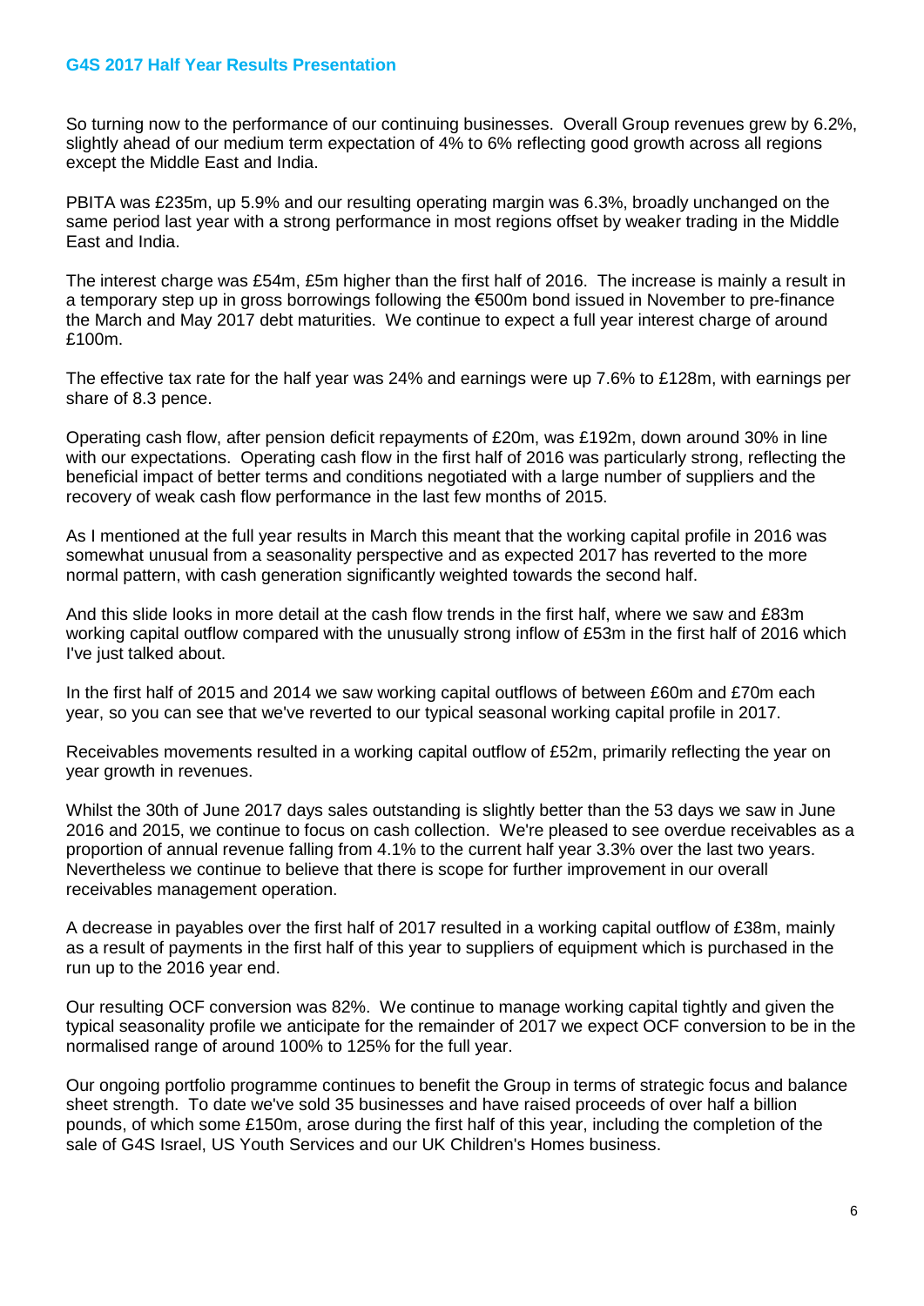So turning now to the performance of our continuing businesses. Overall Group revenues grew by 6.2%, slightly ahead of our medium term expectation of 4% to 6% reflecting good growth across all regions except the Middle East and India.

PBITA was £235m, up 5.9% and our resulting operating margin was 6.3%, broadly unchanged on the same period last year with a strong performance in most regions offset by weaker trading in the Middle East and India.

The interest charge was £54m, £5m higher than the first half of 2016. The increase is mainly a result in a temporary step up in gross borrowings following the €500m bond issued in November to pre-finance the March and May 2017 debt maturities. We continue to expect a full year interest charge of around £100m.

The effective tax rate for the half year was 24% and earnings were up 7.6% to £128m, with earnings per share of 8.3 pence.

Operating cash flow, after pension deficit repayments of £20m, was £192m, down around 30% in line with our expectations. Operating cash flow in the first half of 2016 was particularly strong, reflecting the beneficial impact of better terms and conditions negotiated with a large number of suppliers and the recovery of weak cash flow performance in the last few months of 2015.

As I mentioned at the full year results in March this meant that the working capital profile in 2016 was somewhat unusual from a seasonality perspective and as expected 2017 has reverted to the more normal pattern, with cash generation significantly weighted towards the second half.

And this slide looks in more detail at the cash flow trends in the first half, where we saw and £83m working capital outflow compared with the unusually strong inflow of £53m in the first half of 2016 which I've just talked about.

In the first half of 2015 and 2014 we saw working capital outflows of between £60m and £70m each year, so you can see that we've reverted to our typical seasonal working capital profile in 2017.

Receivables movements resulted in a working capital outflow of £52m, primarily reflecting the year on year growth in revenues.

Whilst the 30th of June 2017 days sales outstanding is slightly better than the 53 days we saw in June 2016 and 2015, we continue to focus on cash collection. We're pleased to see overdue receivables as a proportion of annual revenue falling from 4.1% to the current half year 3.3% over the last two years. Nevertheless we continue to believe that there is scope for further improvement in our overall receivables management operation.

A decrease in payables over the first half of 2017 resulted in a working capital outflow of £38m, mainly as a result of payments in the first half of this year to suppliers of equipment which is purchased in the run up to the 2016 year end.

Our resulting OCF conversion was 82%. We continue to manage working capital tightly and given the typical seasonality profile we anticipate for the remainder of 2017 we expect OCF conversion to be in the normalised range of around 100% to 125% for the full year.

Our ongoing portfolio programme continues to benefit the Group in terms of strategic focus and balance sheet strength. To date we've sold 35 businesses and have raised proceeds of over half a billion pounds, of which some £150m, arose during the first half of this year, including the completion of the sale of G4S Israel, US Youth Services and our UK Children's Homes business.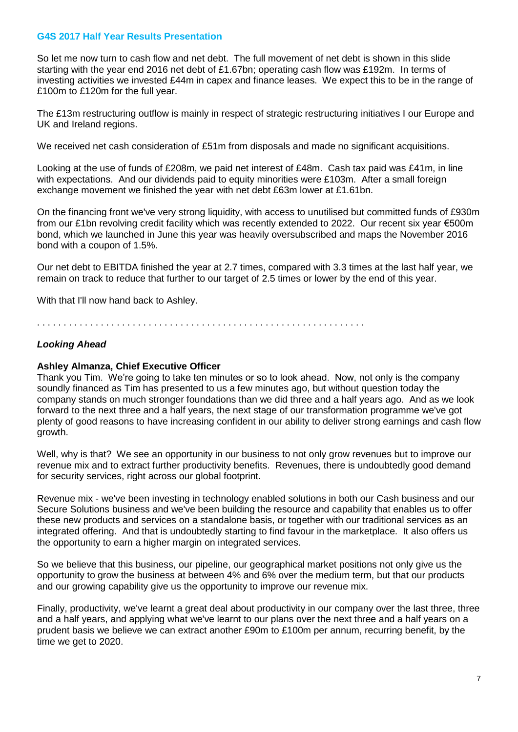So let me now turn to cash flow and net debt. The full movement of net debt is shown in this slide starting with the year end 2016 net debt of £1.67bn; operating cash flow was £192m. In terms of investing activities we invested £44m in capex and finance leases. We expect this to be in the range of £100m to £120m for the full year.

The £13m restructuring outflow is mainly in respect of strategic restructuring initiatives I our Europe and UK and Ireland regions.

We received net cash consideration of £51m from disposals and made no significant acquisitions.

Looking at the use of funds of £208m, we paid net interest of £48m. Cash tax paid was £41m, in line with expectations. And our dividends paid to equity minorities were £103m. After a small foreign exchange movement we finished the year with net debt £63m lower at £1.61bn.

On the financing front we've very strong liquidity, with access to unutilised but committed funds of £930m from our £1bn revolving credit facility which was recently extended to 2022. Our recent six year €500m bond, which we launched in June this year was heavily oversubscribed and maps the November 2016 bond with a coupon of 1.5%.

Our net debt to EBITDA finished the year at 2.7 times, compared with 3.3 times at the last half year, we remain on track to reduce that further to our target of 2.5 times or lower by the end of this year.

With that I'll now hand back to Ashley.

. . . . . . . . . . . . . . . . . . . . . . . . . . . . . . . . . . . . . . . . . . . . . . . . . . . . . . . . . . . . .

***Looking Ahead***

**Ashley Almanza, Chief Executive Officer**

Thank you Tim. We're going to take ten minutes or so to look ahead. Now, not only is the company soundly financed as Tim has presented to us a few minutes ago, but without question today the company stands on much stronger foundations than we did three and a half years ago. And as we look forward to the next three and a half years, the next stage of our transformation programme we've got plenty of good reasons to have increasing confident in our ability to deliver strong earnings and cash flow growth.

Well, why is that? We see an opportunity in our business to not only grow revenues but to improve our revenue mix and to extract further productivity benefits. Revenues, there is undoubtedly good demand for security services, right across our global footprint.

Revenue mix - we've been investing in technology enabled solutions in both our Cash business and our Secure Solutions business and we've been building the resource and capability that enables us to offer these new products and services on a standalone basis, or together with our traditional services as an integrated offering. And that is undoubtedly starting to find favour in the marketplace. It also offers us the opportunity to earn a higher margin on integrated services.

So we believe that this business, our pipeline, our geographical market positions not only give us the opportunity to grow the business at between 4% and 6% over the medium term, but that our products and our growing capability give us the opportunity to improve our revenue mix.

Finally, productivity, we've learnt a great deal about productivity in our company over the last three, three and a half years, and applying what we've learnt to our plans over the next three and a half years on a prudent basis we believe we can extract another £90m to £100m per annum, recurring benefit, by the time we get to 2020.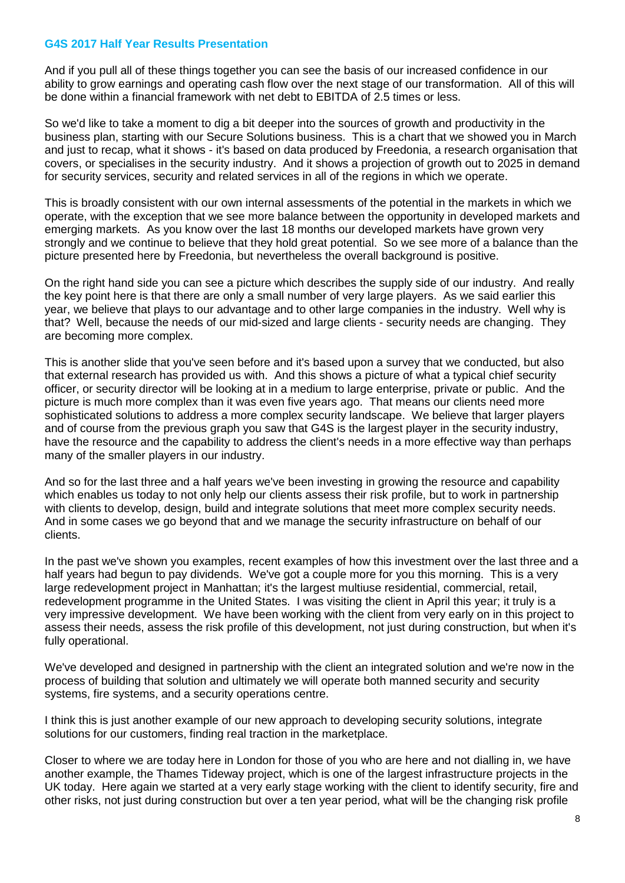And if you pull all of these things together you can see the basis of our increased confidence in our ability to grow earnings and operating cash flow over the next stage of our transformation. All of this will be done within a financial framework with net debt to EBITDA of 2.5 times or less.

So we'd like to take a moment to dig a bit deeper into the sources of growth and productivity in the business plan, starting with our Secure Solutions business. This is a chart that we showed you in March and just to recap, what it shows - it's based on data produced by Freedonia, a research organisation that covers, or specialises in the security industry. And it shows a projection of growth out to 2025 in demand for security services, security and related services in all of the regions in which we operate.

This is broadly consistent with our own internal assessments of the potential in the markets in which we operate, with the exception that we see more balance between the opportunity in developed markets and emerging markets. As you know over the last 18 months our developed markets have grown very strongly and we continue to believe that they hold great potential. So we see more of a balance than the picture presented here by Freedonia, but nevertheless the overall background is positive.

On the right hand side you can see a picture which describes the supply side of our industry. And really the key point here is that there are only a small number of very large players. As we said earlier this year, we believe that plays to our advantage and to other large companies in the industry. Well why is that? Well, because the needs of our mid-sized and large clients - security needs are changing. They are becoming more complex.

This is another slide that you've seen before and it's based upon a survey that we conducted, but also that external research has provided us with. And this shows a picture of what a typical chief security officer, or security director will be looking at in a medium to large enterprise, private or public. And the picture is much more complex than it was even five years ago. That means our clients need more sophisticated solutions to address a more complex security landscape. We believe that larger players and of course from the previous graph you saw that G4S is the largest player in the security industry, have the resource and the capability to address the client's needs in a more effective way than perhaps many of the smaller players in our industry.

And so for the last three and a half years we've been investing in growing the resource and capability which enables us today to not only help our clients assess their risk profile, but to work in partnership with clients to develop, design, build and integrate solutions that meet more complex security needs. And in some cases we go beyond that and we manage the security infrastructure on behalf of our clients.

In the past we've shown you examples, recent examples of how this investment over the last three and a half years had begun to pay dividends. We've got a couple more for you this morning. This is a very large redevelopment project in Manhattan; it's the largest multiuse residential, commercial, retail, redevelopment programme in the United States. I was visiting the client in April this year; it truly is a very impressive development. We have been working with the client from very early on in this project to assess their needs, assess the risk profile of this development, not just during construction, but when it's fully operational.

We've developed and designed in partnership with the client an integrated solution and we're now in the process of building that solution and ultimately we will operate both manned security and security systems, fire systems, and a security operations centre.

I think this is just another example of our new approach to developing security solutions, integrate solutions for our customers, finding real traction in the marketplace.

Closer to where we are today here in London for those of you who are here and not dialling in, we have another example, the Thames Tideway project, which is one of the largest infrastructure projects in the UK today. Here again we started at a very early stage working with the client to identify security, fire and other risks, not just during construction but over a ten year period, what will be the changing risk profile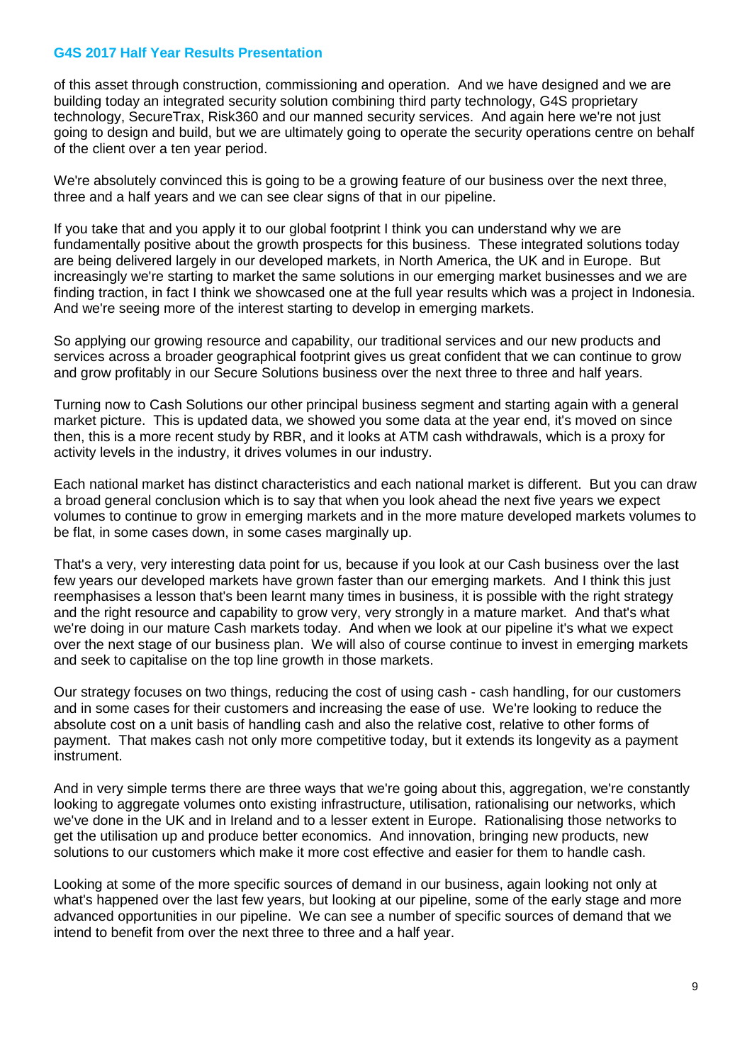of this asset through construction, commissioning and operation. And we have designed and we are building today an integrated security solution combining third party technology, G4S proprietary technology, SecureTrax, Risk360 and our manned security services. And again here we're not just going to design and build, but we are ultimately going to operate the security operations centre on behalf of the client over a ten year period.

We're absolutely convinced this is going to be a growing feature of our business over the next three, three and a half years and we can see clear signs of that in our pipeline.

If you take that and you apply it to our global footprint I think you can understand why we are fundamentally positive about the growth prospects for this business. These integrated solutions today are being delivered largely in our developed markets, in North America, the UK and in Europe. But increasingly we're starting to market the same solutions in our emerging market businesses and we are finding traction, in fact I think we showcased one at the full year results which was a project in Indonesia. And we're seeing more of the interest starting to develop in emerging markets.

So applying our growing resource and capability, our traditional services and our new products and services across a broader geographical footprint gives us great confident that we can continue to grow and grow profitably in our Secure Solutions business over the next three to three and half years.

Turning now to Cash Solutions our other principal business segment and starting again with a general market picture. This is updated data, we showed you some data at the year end, it's moved on since then, this is a more recent study by RBR, and it looks at ATM cash withdrawals, which is a proxy for activity levels in the industry, it drives volumes in our industry.

Each national market has distinct characteristics and each national market is different. But you can draw a broad general conclusion which is to say that when you look ahead the next five years we expect volumes to continue to grow in emerging markets and in the more mature developed markets volumes to be flat, in some cases down, in some cases marginally up.

That's a very, very interesting data point for us, because if you look at our Cash business over the last few years our developed markets have grown faster than our emerging markets. And I think this just reemphasises a lesson that's been learnt many times in business, it is possible with the right strategy and the right resource and capability to grow very, very strongly in a mature market. And that's what we're doing in our mature Cash markets today. And when we look at our pipeline it's what we expect over the next stage of our business plan. We will also of course continue to invest in emerging markets and seek to capitalise on the top line growth in those markets.

Our strategy focuses on two things, reducing the cost of using cash - cash handling, for our customers and in some cases for their customers and increasing the ease of use. We're looking to reduce the absolute cost on a unit basis of handling cash and also the relative cost, relative to other forms of payment. That makes cash not only more competitive today, but it extends its longevity as a payment instrument.

And in very simple terms there are three ways that we're going about this, aggregation, we're constantly looking to aggregate volumes onto existing infrastructure, utilisation, rationalising our networks, which we've done in the UK and in Ireland and to a lesser extent in Europe. Rationalising those networks to get the utilisation up and produce better economics. And innovation, bringing new products, new solutions to our customers which make it more cost effective and easier for them to handle cash.

Looking at some of the more specific sources of demand in our business, again looking not only at what's happened over the last few years, but looking at our pipeline, some of the early stage and more advanced opportunities in our pipeline. We can see a number of specific sources of demand that we intend to benefit from over the next three to three and a half year.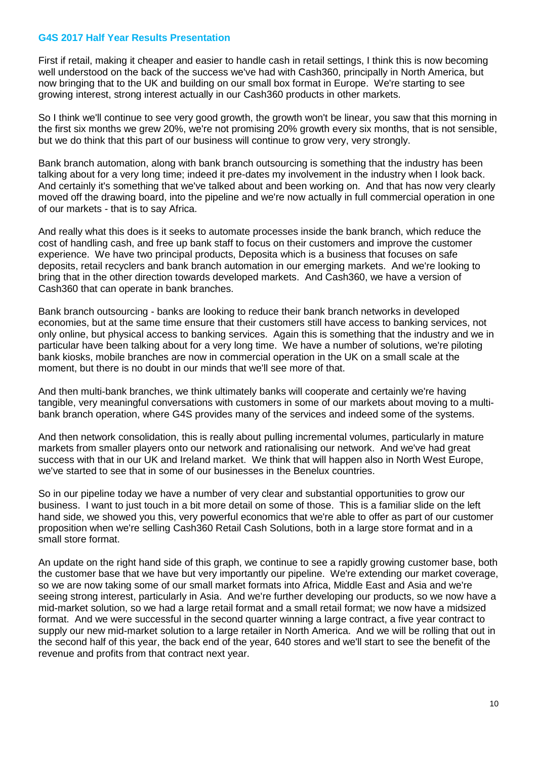First if retail, making it cheaper and easier to handle cash in retail settings, I think this is now becoming well understood on the back of the success we've had with Cash360, principally in North America, but now bringing that to the UK and building on our small box format in Europe. We're starting to see growing interest, strong interest actually in our Cash360 products in other markets.

So I think we'll continue to see very good growth, the growth won't be linear, you saw that this morning in the first six months we grew 20%, we're not promising 20% growth every six months, that is not sensible, but we do think that this part of our business will continue to grow very, very strongly.

Bank branch automation, along with bank branch outsourcing is something that the industry has been talking about for a very long time; indeed it pre-dates my involvement in the industry when I look back. And certainly it's something that we've talked about and been working on. And that has now very clearly moved off the drawing board, into the pipeline and we're now actually in full commercial operation in one of our markets - that is to say Africa.

And really what this does is it seeks to automate processes inside the bank branch, which reduce the cost of handling cash, and free up bank staff to focus on their customers and improve the customer experience. We have two principal products, Deposita which is a business that focuses on safe deposits, retail recyclers and bank branch automation in our emerging markets. And we're looking to bring that in the other direction towards developed markets. And Cash360, we have a version of Cash360 that can operate in bank branches.

Bank branch outsourcing - banks are looking to reduce their bank branch networks in developed economies, but at the same time ensure that their customers still have access to banking services, not only online, but physical access to banking services. Again this is something that the industry and we in particular have been talking about for a very long time. We have a number of solutions, we're piloting bank kiosks, mobile branches are now in commercial operation in the UK on a small scale at the moment, but there is no doubt in our minds that we'll see more of that.

And then multi-bank branches, we think ultimately banks will cooperate and certainly we're having tangible, very meaningful conversations with customers in some of our markets about moving to a multi-bank branch operation, where G4S provides many of the services and indeed some of the systems.

And then network consolidation, this is really about pulling incremental volumes, particularly in mature markets from smaller players onto our network and rationalising our network. And we've had great success with that in our UK and Ireland market. We think that will happen also in North West Europe, we've started to see that in some of our businesses in the Benelux countries.

So in our pipeline today we have a number of very clear and substantial opportunities to grow our business. I want to just touch in a bit more detail on some of those. This is a familiar slide on the left hand side, we showed you this, very powerful economics that we're able to offer as part of our customer proposition when we're selling Cash360 Retail Cash Solutions, both in a large store format and in a small store format.

An update on the right hand side of this graph, we continue to see a rapidly growing customer base, both the customer base that we have but very importantly our pipeline. We're extending our market coverage, so we are now taking some of our small market formats into Africa, Middle East and Asia and we're seeing strong interest, particularly in Asia. And we're further developing our products, so we now have a mid-market solution, so we had a large retail format and a small retail format; we now have a midsized format. And we were successful in the second quarter winning a large contract, a five year contract to supply our new mid-market solution to a large retailer in North America. And we will be rolling that out in the second half of this year, the back end of the year, 640 stores and we'll start to see the benefit of the revenue and profits from that contract next year.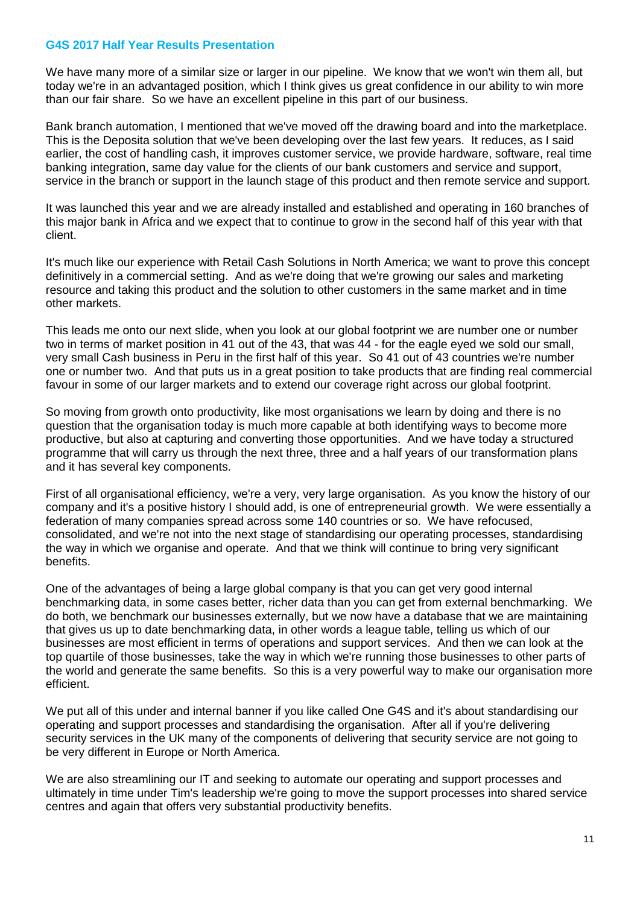We have many more of a similar size or larger in our pipeline. We know that we won't win them all, but today we're in an advantaged position, which I think gives us great confidence in our ability to win more than our fair share. So we have an excellent pipeline in this part of our business.

Bank branch automation, I mentioned that we've moved off the drawing board and into the marketplace. This is the Deposita solution that we've been developing over the last few years. It reduces, as I said earlier, the cost of handling cash, it improves customer service, we provide hardware, software, real time banking integration, same day value for the clients of our bank customers and service and support, service in the branch or support in the launch stage of this product and then remote service and support.

It was launched this year and we are already installed and established and operating in 160 branches of this major bank in Africa and we expect that to continue to grow in the second half of this year with that client.

It's much like our experience with Retail Cash Solutions in North America; we want to prove this concept definitively in a commercial setting. And as we're doing that we're growing our sales and marketing resource and taking this product and the solution to other customers in the same market and in time other markets.

This leads me onto our next slide, when you look at our global footprint we are number one or number two in terms of market position in 41 out of the 43, that was 44 - for the eagle eyed we sold our small, very small Cash business in Peru in the first half of this year. So 41 out of 43 countries we're number one or number two. And that puts us in a great position to take products that are finding real commercial favour in some of our larger markets and to extend our coverage right across our global footprint.

So moving from growth onto productivity, like most organisations we learn by doing and there is no question that the organisation today is much more capable at both identifying ways to become more productive, but also at capturing and converting those opportunities. And we have today a structured programme that will carry us through the next three, three and a half years of our transformation plans and it has several key components.

First of all organisational efficiency, we're a very, very large organisation. As you know the history of our company and it's a positive history I should add, is one of entrepreneurial growth. We were essentially a federation of many companies spread across some 140 countries or so. We have refocused, consolidated, and we're not into the next stage of standardising our operating processes, standardising the way in which we organise and operate. And that we think will continue to bring very significant benefits.

One of the advantages of being a large global company is that you can get very good internal benchmarking data, in some cases better, richer data than you can get from external benchmarking. We do both, we benchmark our businesses externally, but we now have a database that we are maintaining that gives us up to date benchmarking data, in other words a league table, telling us which of our businesses are most efficient in terms of operations and support services. And then we can look at the top quartile of those businesses, take the way in which we're running those businesses to other parts of the world and generate the same benefits. So this is a very powerful way to make our organisation more efficient.

We put all of this under and internal banner if you like called One G4S and it's about standardising our operating and support processes and standardising the organisation. After all if you're delivering security services in the UK many of the components of delivering that security service are not going to be very different in Europe or North America.

We are also streamlining our IT and seeking to automate our operating and support processes and ultimately in time under Tim's leadership we're going to move the support processes into shared service centres and again that offers very substantial productivity benefits.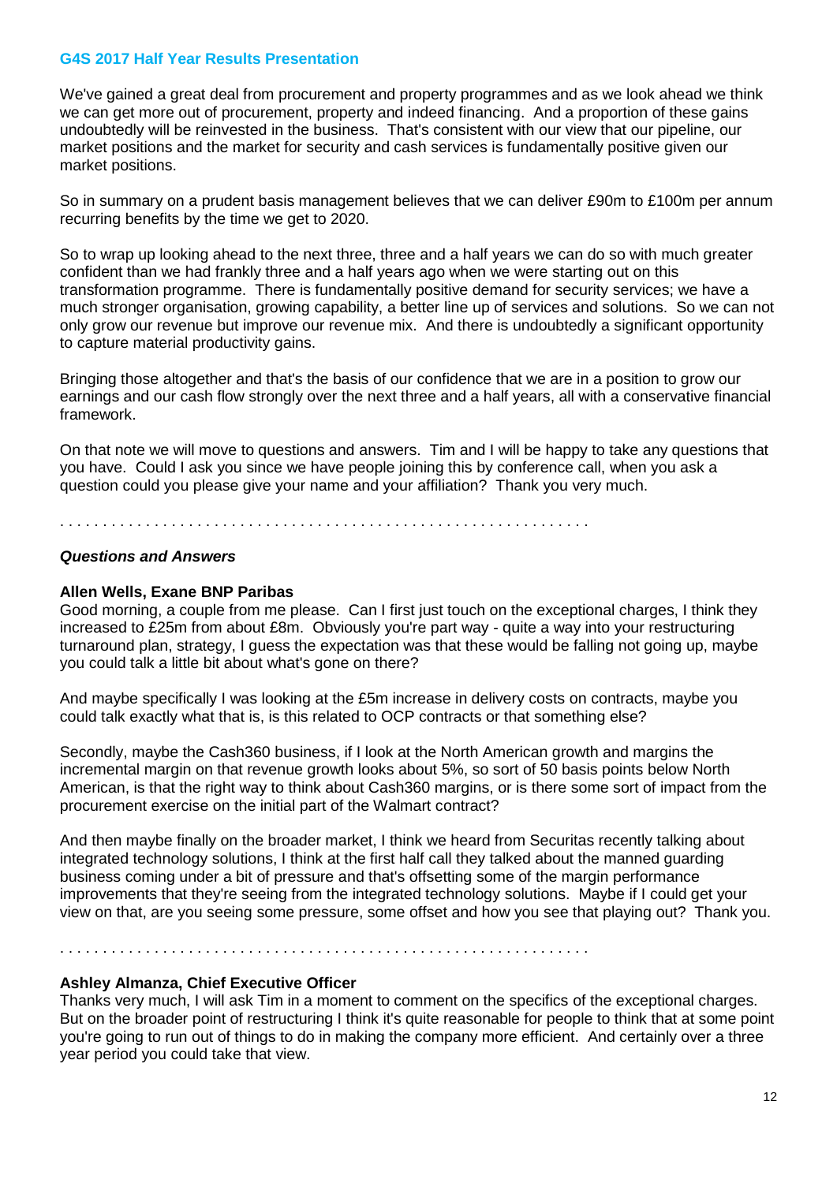We've gained a great deal from procurement and property programmes and as we look ahead we think we can get more out of procurement, property and indeed financing. And a proportion of these gains undoubtedly will be reinvested in the business. That's consistent with our view that our pipeline, our market positions and the market for security and cash services is fundamentally positive given our market positions.

So in summary on a prudent basis management believes that we can deliver £90m to £100m per annum recurring benefits by the time we get to 2020.

So to wrap up looking ahead to the next three, three and a half years we can do so with much greater confident than we had frankly three and a half years ago when we were starting out on this transformation programme. There is fundamentally positive demand for security services; we have a much stronger organisation, growing capability, a better line up of services and solutions. So we can not only grow our revenue but improve our revenue mix. And there is undoubtedly a significant opportunity to capture material productivity gains.

Bringing those altogether and that's the basis of our confidence that we are in a position to grow our earnings and our cash flow strongly over the next three and a half years, all with a conservative financial framework.

On that note we will move to questions and answers. Tim and I will be happy to take any questions that you have. Could I ask you since we have people joining this by conference call, when you ask a question could you please give your name and your affiliation? Thank you very much.

. . . . . . . . . . . . . . . . . . . . . . . . . . . . . . . . . . . . . . . . . . . . . . . . . . . . . . . . . . . .

### *Questions and Answers*

**Allen Wells, Exane BNP Paribas**
Good morning, a couple from me please. Can I first just touch on the exceptional charges, I think they increased to £25m from about £8m. Obviously you're part way - quite a way into your restructuring turnaround plan, strategy, I guess the expectation was that these would be falling not going up, maybe you could talk a little bit about what's gone on there?

And maybe specifically I was looking at the £5m increase in delivery costs on contracts, maybe you could talk exactly what that is, is this related to OCP contracts or that something else?

Secondly, maybe the Cash360 business, if I look at the North American growth and margins the incremental margin on that revenue growth looks about 5%, so sort of 50 basis points below North American, is that the right way to think about Cash360 margins, or is there some sort of impact from the procurement exercise on the initial part of the Walmart contract?

And then maybe finally on the broader market, I think we heard from Securitas recently talking about integrated technology solutions, I think at the first half call they talked about the manned guarding business coming under a bit of pressure and that's offsetting some of the margin performance improvements that they're seeing from the integrated technology solutions. Maybe if I could get your view on that, are you seeing some pressure, some offset and how you see that playing out? Thank you.

. . . . . . . . . . . . . . . . . . . . . . . . . . . . . . . . . . . . . . . . . . . . . . . . . . . . . . . . . . . .

**Ashley Almanza, Chief Executive Officer**
Thanks very much, I will ask Tim in a moment to comment on the specifics of the exceptional charges. But on the broader point of restructuring I think it's quite reasonable for people to think that at some point you're going to run out of things to do in making the company more efficient. And certainly over a three year period you could take that view.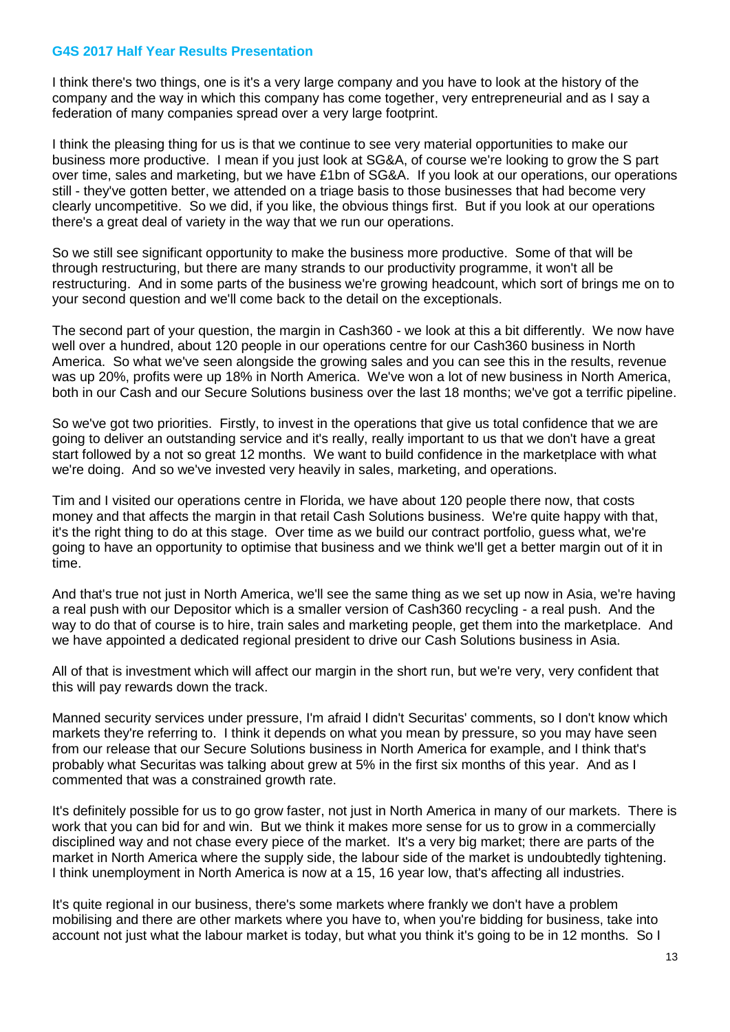I think there's two things, one is it's a very large company and you have to look at the history of the company and the way in which this company has come together, very entrepreneurial and as I say a federation of many companies spread over a very large footprint.

I think the pleasing thing for us is that we continue to see very material opportunities to make our business more productive. I mean if you just look at SG&A, of course we're looking to grow the S part over time, sales and marketing, but we have £1bn of SG&A. If you look at our operations, our operations still - they've gotten better, we attended on a triage basis to those businesses that had become very clearly uncompetitive. So we did, if you like, the obvious things first. But if you look at our operations there's a great deal of variety in the way that we run our operations.

So we still see significant opportunity to make the business more productive. Some of that will be through restructuring, but there are many strands to our productivity programme, it won't all be restructuring. And in some parts of the business we're growing headcount, which sort of brings me on to your second question and we'll come back to the detail on the exceptionals.

The second part of your question, the margin in Cash360 - we look at this a bit differently. We now have well over a hundred, about 120 people in our operations centre for our Cash360 business in North America. So what we've seen alongside the growing sales and you can see this in the results, revenue was up 20%, profits were up 18% in North America. We've won a lot of new business in North America, both in our Cash and our Secure Solutions business over the last 18 months; we've got a terrific pipeline.

So we've got two priorities. Firstly, to invest in the operations that give us total confidence that we are going to deliver an outstanding service and it's really, really important to us that we don't have a great start followed by a not so great 12 months. We want to build confidence in the marketplace with what we're doing. And so we've invested very heavily in sales, marketing, and operations.

Tim and I visited our operations centre in Florida, we have about 120 people there now, that costs money and that affects the margin in that retail Cash Solutions business. We're quite happy with that, it's the right thing to do at this stage. Over time as we build our contract portfolio, guess what, we're going to have an opportunity to optimise that business and we think we'll get a better margin out of it in time.

And that's true not just in North America, we'll see the same thing as we set up now in Asia, we're having a real push with our Depositor which is a smaller version of Cash360 recycling - a real push. And the way to do that of course is to hire, train sales and marketing people, get them into the marketplace. And we have appointed a dedicated regional president to drive our Cash Solutions business in Asia.

All of that is investment which will affect our margin in the short run, but we're very, very confident that this will pay rewards down the track.

Manned security services under pressure, I'm afraid I didn't Securitas' comments, so I don't know which markets they're referring to. I think it depends on what you mean by pressure, so you may have seen from our release that our Secure Solutions business in North America for example, and I think that's probably what Securitas was talking about grew at 5% in the first six months of this year. And as I commented that was a constrained growth rate.

It's definitely possible for us to go grow faster, not just in North America in many of our markets. There is work that you can bid for and win. But we think it makes more sense for us to grow in a commercially disciplined way and not chase every piece of the market. It's a very big market; there are parts of the market in North America where the supply side, the labour side of the market is undoubtedly tightening. I think unemployment in North America is now at a 15, 16 year low, that's affecting all industries.

It's quite regional in our business, there's some markets where frankly we don't have a problem mobilising and there are other markets where you have to, when you're bidding for business, take into account not just what the labour market is today, but what you think it's going to be in 12 months. So I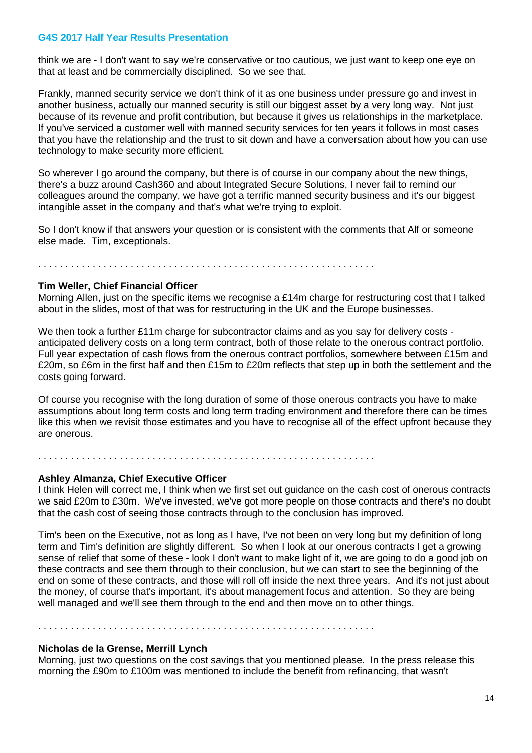think we are - I don't want to say we're conservative or too cautious, we just want to keep one eye on that at least and be commercially disciplined. So we see that.

Frankly, manned security service we don't think of it as one business under pressure go and invest in another business, actually our manned security is still our biggest asset by a very long way. Not just because of its revenue and profit contribution, but because it gives us relationships in the marketplace. If you've serviced a customer well with manned security services for ten years it follows in most cases that you have the relationship and the trust to sit down and have a conversation about how you can use technology to make security more efficient.

So wherever I go around the company, but there is of course in our company about the new things, there's a buzz around Cash360 and about Integrated Secure Solutions, I never fail to remind our colleagues around the company, we have got a terrific manned security business and it's our biggest intangible asset in the company and that's what we're trying to exploit.

So I don't know if that answers your question or is consistent with the comments that Alf or someone else made. Tim, exceptionals.

. . . . . . . . . . . . . . . . . . . . . . . . . . . . . . . . . . . . . . . . . . . . . . . . . . . . . . . . . . . . .

**Tim Weller, Chief Financial Officer**

Morning Allen, just on the specific items we recognise a £14m charge for restructuring cost that I talked about in the slides, most of that was for restructuring in the UK and the Europe businesses.

We then took a further £11m charge for subcontractor claims and as you say for delivery costs - anticipated delivery costs on a long term contract, both of those relate to the onerous contract portfolio. Full year expectation of cash flows from the onerous contract portfolios, somewhere between £15m and £20m, so £6m in the first half and then £15m to £20m reflects that step up in both the settlement and the costs going forward.

Of course you recognise with the long duration of some of those onerous contracts you have to make assumptions about long term costs and long term trading environment and therefore there can be times like this when we revisit those estimates and you have to recognise all of the effect upfront because they are onerous.

. . . . . . . . . . . . . . . . . . . . . . . . . . . . . . . . . . . . . . . . . . . . . . . . . . . . . . . . . . . . .

**Ashley Almanza, Chief Executive Officer**

I think Helen will correct me, I think when we first set out guidance on the cash cost of onerous contracts we said £20m to £30m. We've invested, we've got more people on those contracts and there's no doubt that the cash cost of seeing those contracts through to the conclusion has improved.

Tim's been on the Executive, not as long as I have, I've not been on very long but my definition of long term and Tim's definition are slightly different. So when I look at our onerous contracts I get a growing sense of relief that some of these - look I don't want to make light of it, we are going to do a good job on these contracts and see them through to their conclusion, but we can start to see the beginning of the end on some of these contracts, and those will roll off inside the next three years. And it's not just about the money, of course that's important, it's about management focus and attention. So they are being well managed and we'll see them through to the end and then move on to other things.

. . . . . . . . . . . . . . . . . . . . . . . . . . . . . . . . . . . . . . . . . . . . . . . . . . . . . . . . . . . . .

**Nicholas de la Grense, Merrill Lynch**

Morning, just two questions on the cost savings that you mentioned please. In the press release this morning the £90m to £100m was mentioned to include the benefit from refinancing, that wasn't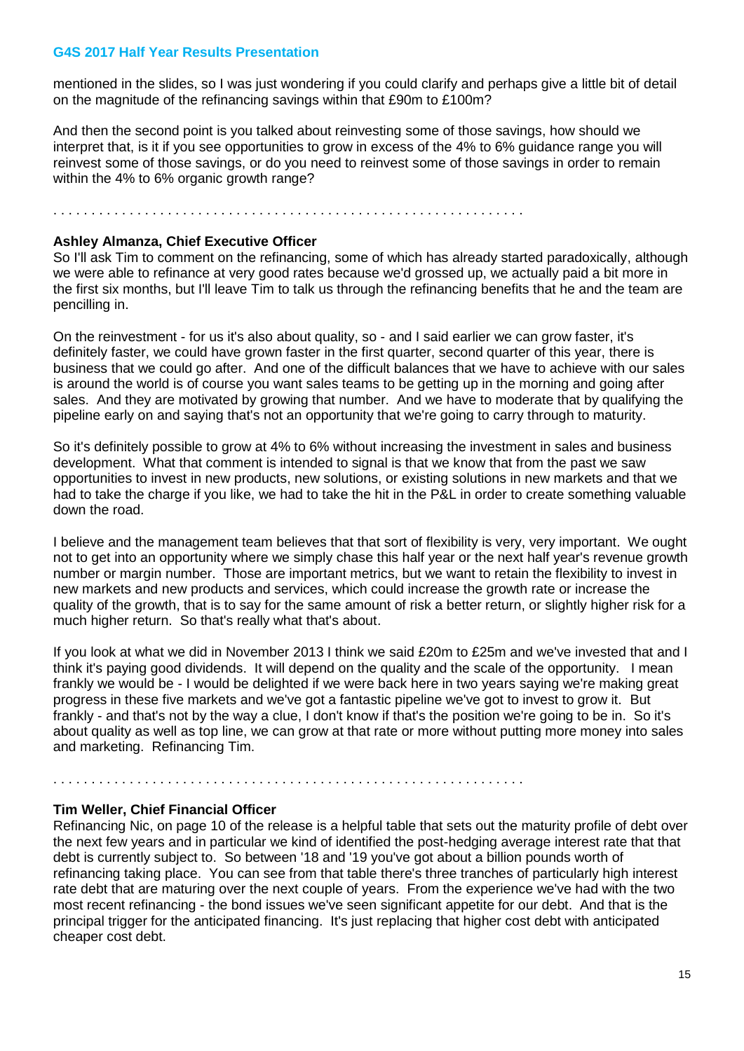mentioned in the slides, so I was just wondering if you could clarify and perhaps give a little bit of detail on the magnitude of the refinancing savings within that £90m to £100m?

And then the second point is you talked about reinvesting some of those savings, how should we interpret that, is it if you see opportunities to grow in excess of the 4% to 6% guidance range you will reinvest some of those savings, or do you need to reinvest some of those savings in order to remain within the 4% to 6% organic growth range?

. . . . . . . . . . . . . . . . . . . . . . . . . . . . . . . . . . . . . . . . . . . . . . . . . . . . . . . . . . . .

**Ashley Almanza, Chief Executive Officer**

So I'll ask Tim to comment on the refinancing, some of which has already started paradoxically, although we were able to refinance at very good rates because we'd grossed up, we actually paid a bit more in the first six months, but I'll leave Tim to talk us through the refinancing benefits that he and the team are pencilling in.

On the reinvestment - for us it's also about quality, so - and I said earlier we can grow faster, it's definitely faster, we could have grown faster in the first quarter, second quarter of this year, there is business that we could go after. And one of the difficult balances that we have to achieve with our sales is around the world is of course you want sales teams to be getting up in the morning and going after sales. And they are motivated by growing that number. And we have to moderate that by qualifying the pipeline early on and saying that's not an opportunity that we're going to carry through to maturity.

So it's definitely possible to grow at 4% to 6% without increasing the investment in sales and business development. What that comment is intended to signal is that we know that from the past we saw opportunities to invest in new products, new solutions, or existing solutions in new markets and that we had to take the charge if you like, we had to take the hit in the P&L in order to create something valuable down the road.

I believe and the management team believes that that sort of flexibility is very, very important. We ought not to get into an opportunity where we simply chase this half year or the next half year's revenue growth number or margin number. Those are important metrics, but we want to retain the flexibility to invest in new markets and new products and services, which could increase the growth rate or increase the quality of the growth, that is to say for the same amount of risk a better return, or slightly higher risk for a much higher return. So that's really what that's about.

If you look at what we did in November 2013 I think we said £20m to £25m and we've invested that and I think it's paying good dividends. It will depend on the quality and the scale of the opportunity. I mean frankly we would be - I would be delighted if we were back here in two years saying we're making great progress in these five markets and we've got a fantastic pipeline we've got to invest to grow it. But frankly - and that's not by the way a clue, I don't know if that's the position we're going to be in. So it's about quality as well as top line, we can grow at that rate or more without putting more money into sales and marketing. Refinancing Tim.

. . . . . . . . . . . . . . . . . . . . . . . . . . . . . . . . . . . . . . . . . . . . . . . . . . . . . . . . . . . .

**Tim Weller, Chief Financial Officer**

Refinancing Nic, on page 10 of the release is a helpful table that sets out the maturity profile of debt over the next few years and in particular we kind of identified the post-hedging average interest rate that that debt is currently subject to. So between '18 and '19 you've got about a billion pounds worth of refinancing taking place. You can see from that table there's three tranches of particularly high interest rate debt that are maturing over the next couple of years. From the experience we've had with the two most recent refinancing - the bond issues we've seen significant appetite for our debt. And that is the principal trigger for the anticipated financing. It's just replacing that higher cost debt with anticipated cheaper cost debt.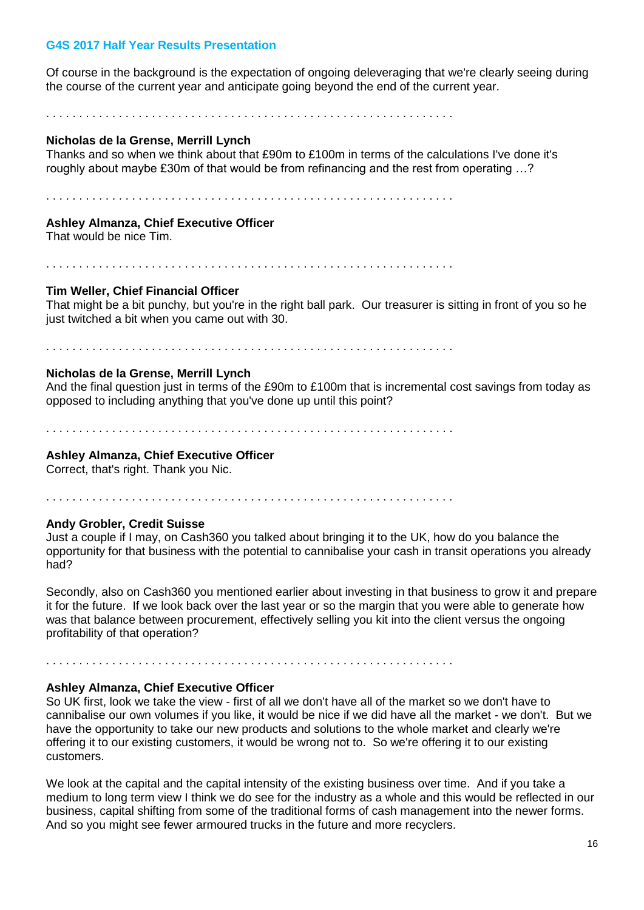Of course in the background is the expectation of ongoing deleveraging that we're clearly seeing during the course of the current year and anticipate going beyond the end of the current year.

. . . . . . . . . . . . . . . . . . . . . . . . . . . . . . . . . . . . . . . . . . . . . . . . . . . . . . . . . . . . .

**Nicholas de la Grense, Merrill Lynch**
Thanks and so when we think about that £90m to £100m in terms of the calculations I've done it's roughly about maybe £30m of that would be from refinancing and the rest from operating …?

. . . . . . . . . . . . . . . . . . . . . . . . . . . . . . . . . . . . . . . . . . . . . . . . . . . . . . . . . . . . .

**Ashley Almanza, Chief Executive Officer**
That would be nice Tim.

. . . . . . . . . . . . . . . . . . . . . . . . . . . . . . . . . . . . . . . . . . . . . . . . . . . . . . . . . . . . .

**Tim Weller, Chief Financial Officer**
That might be a bit punchy, but you're in the right ball park. Our treasurer is sitting in front of you so he just twitched a bit when you came out with 30.

. . . . . . . . . . . . . . . . . . . . . . . . . . . . . . . . . . . . . . . . . . . . . . . . . . . . . . . . . . . . .

**Nicholas de la Grense, Merrill Lynch**
And the final question just in terms of the £90m to £100m that is incremental cost savings from today as opposed to including anything that you've done up until this point?

. . . . . . . . . . . . . . . . . . . . . . . . . . . . . . . . . . . . . . . . . . . . . . . . . . . . . . . . . . . . .

**Ashley Almanza, Chief Executive Officer**
Correct, that's right. Thank you Nic.

. . . . . . . . . . . . . . . . . . . . . . . . . . . . . . . . . . . . . . . . . . . . . . . . . . . . . . . . . . . . .

**Andy Grobler, Credit Suisse**
Just a couple if I may, on Cash360 you talked about bringing it to the UK, how do you balance the opportunity for that business with the potential to cannibalise your cash in transit operations you already had?

Secondly, also on Cash360 you mentioned earlier about investing in that business to grow it and prepare it for the future. If we look back over the last year or so the margin that you were able to generate how was that balance between procurement, effectively selling you kit into the client versus the ongoing profitability of that operation?

. . . . . . . . . . . . . . . . . . . . . . . . . . . . . . . . . . . . . . . . . . . . . . . . . . . . . . . . . . . . .

**Ashley Almanza, Chief Executive Officer**
So UK first, look we take the view - first of all we don't have all of the market so we don't have to cannibalise our own volumes if you like, it would be nice if we did have all the market - we don't. But we have the opportunity to take our new products and solutions to the whole market and clearly we're offering it to our existing customers, it would be wrong not to. So we're offering it to our existing customers.

We look at the capital and the capital intensity of the existing business over time. And if you take a medium to long term view I think we do see for the industry as a whole and this would be reflected in our business, capital shifting from some of the traditional forms of cash management into the newer forms. And so you might see fewer armoured trucks in the future and more recyclers.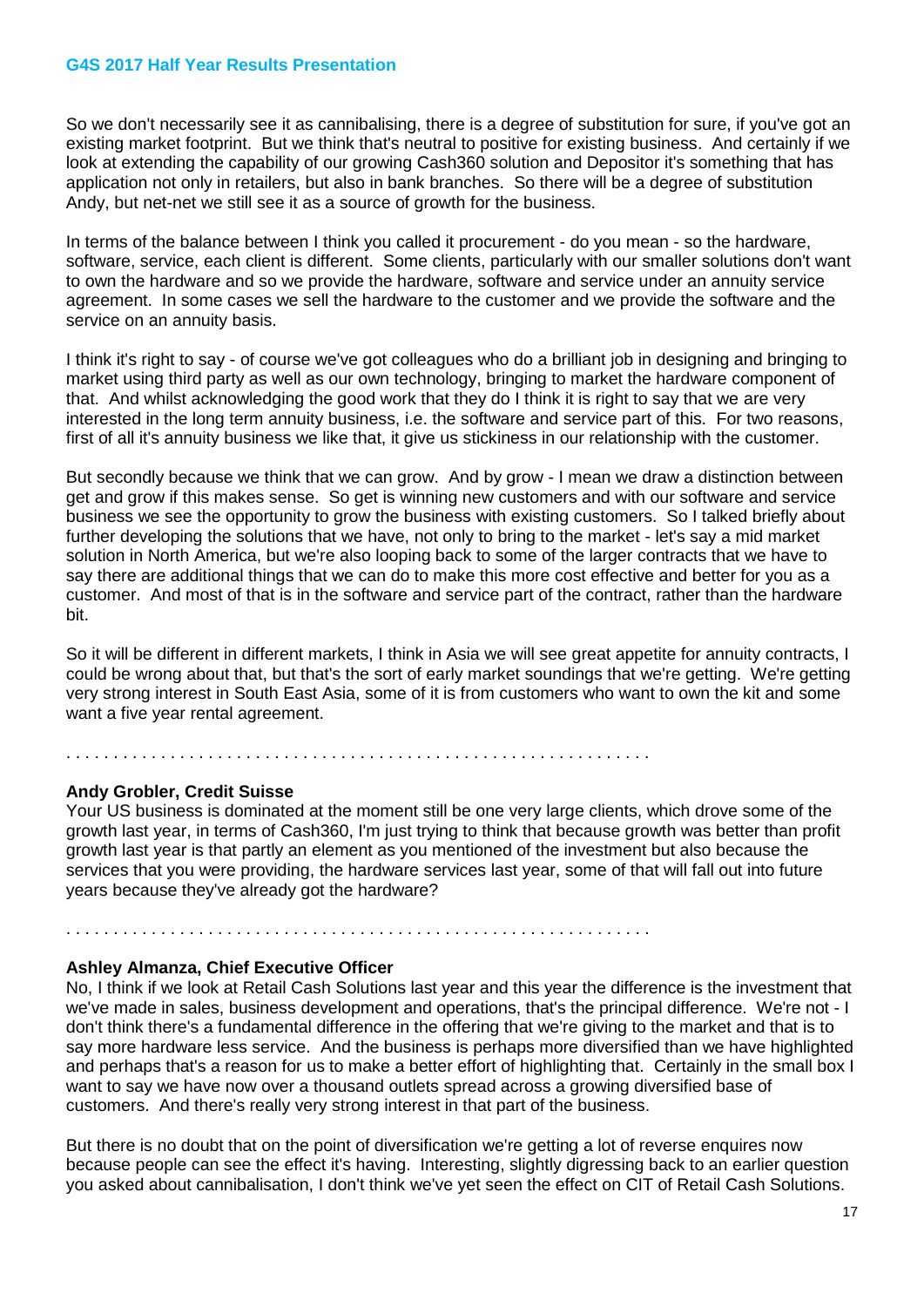So we don't necessarily see it as cannibalising, there is a degree of substitution for sure, if you've got an existing market footprint. But we think that's neutral to positive for existing business. And certainly if we look at extending the capability of our growing Cash360 solution and Depositor it's something that has application not only in retailers, but also in bank branches. So there will be a degree of substitution Andy, but net-net we still see it as a source of growth for the business.

In terms of the balance between I think you called it procurement - do you mean - so the hardware, software, service, each client is different. Some clients, particularly with our smaller solutions don't want to own the hardware and so we provide the hardware, software and service under an annuity service agreement. In some cases we sell the hardware to the customer and we provide the software and the service on an annuity basis.

I think it's right to say - of course we've got colleagues who do a brilliant job in designing and bringing to market using third party as well as our own technology, bringing to market the hardware component of that. And whilst acknowledging the good work that they do I think it is right to say that we are very interested in the long term annuity business, i.e. the software and service part of this. For two reasons, first of all it's annuity business we like that, it give us stickiness in our relationship with the customer.

But secondly because we think that we can grow. And by grow - I mean we draw a distinction between get and grow if this makes sense. So get is winning new customers and with our software and service business we see the opportunity to grow the business with existing customers. So I talked briefly about further developing the solutions that we have, not only to bring to the market - let's say a mid market solution in North America, but we're also looping back to some of the larger contracts that we have to say there are additional things that we can do to make this more cost effective and better for you as a customer. And most of that is in the software and service part of the contract, rather than the hardware bit.

So it will be different in different markets, I think in Asia we will see great appetite for annuity contracts, I could be wrong about that, but that's the sort of early market soundings that we're getting. We're getting very strong interest in South East Asia, some of it is from customers who want to own the kit and some want a five year rental agreement.

. . . . . . . . . . . . . . . . . . . . . . . . . . . . . . . . . . . . . . . . . . . . . . . . . . . . . . . . . . . . . . .

**Andy Grobler, Credit Suisse**

Your US business is dominated at the moment still be one very large clients, which drove some of the growth last year, in terms of Cash360, I'm just trying to think that because growth was better than profit growth last year is that partly an element as you mentioned of the investment but also because the services that you were providing, the hardware services last year, some of that will fall out into future years because they've already got the hardware?

. . . . . . . . . . . . . . . . . . . . . . . . . . . . . . . . . . . . . . . . . . . . . . . . . . . . . . . . . . . . . . .

**Ashley Almanza, Chief Executive Officer**

No, I think if we look at Retail Cash Solutions last year and this year the difference is the investment that we've made in sales, business development and operations, that's the principal difference. We're not - I don't think there's a fundamental difference in the offering that we're giving to the market and that is to say more hardware less service. And the business is perhaps more diversified than we have highlighted and perhaps that's a reason for us to make a better effort of highlighting that. Certainly in the small box I want to say we have now over a thousand outlets spread across a growing diversified base of customers. And there's really very strong interest in that part of the business.

But there is no doubt that on the point of diversification we're getting a lot of reverse enquires now because people can see the effect it's having. Interesting, slightly digressing back to an earlier question you asked about cannibalisation, I don't think we've yet seen the effect on CIT of Retail Cash Solutions.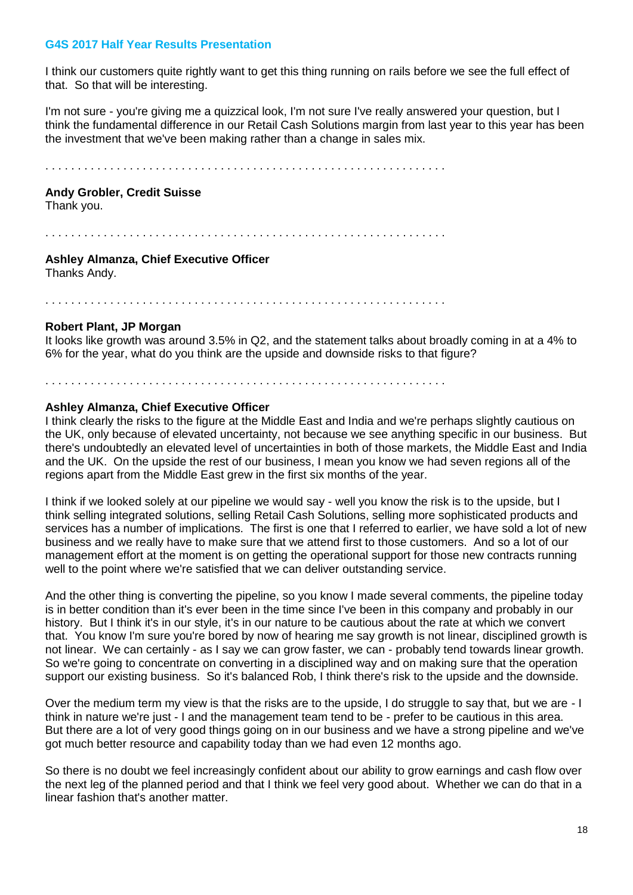I think our customers quite rightly want to get this thing running on rails before we see the full effect of that. So that will be interesting.

I'm not sure - you're giving me a quizzical look, I'm not sure I've really answered your question, but I think the fundamental difference in our Retail Cash Solutions margin from last year to this year has been the investment that we've been making rather than a change in sales mix.

. . . . . . . . . . . . . . . . . . . . . . . . . . . . . . . . . . . . . . . . . . . . . . . . . . . . . . . . . . . .

**Andy Grobler, Credit Suisse**
Thank you.

. . . . . . . . . . . . . . . . . . . . . . . . . . . . . . . . . . . . . . . . . . . . . . . . . . . . . . . . . . . .

**Ashley Almanza, Chief Executive Officer**
Thanks Andy.

. . . . . . . . . . . . . . . . . . . . . . . . . . . . . . . . . . . . . . . . . . . . . . . . . . . . . . . . . . . .

**Robert Plant, JP Morgan**
It looks like growth was around 3.5% in Q2, and the statement talks about broadly coming in at a 4% to 6% for the year, what do you think are the upside and downside risks to that figure?

. . . . . . . . . . . . . . . . . . . . . . . . . . . . . . . . . . . . . . . . . . . . . . . . . . . . . . . . . . . .

**Ashley Almanza, Chief Executive Officer**
I think clearly the risks to the figure at the Middle East and India and we're perhaps slightly cautious on the UK, only because of elevated uncertainty, not because we see anything specific in our business. But there's undoubtedly an elevated level of uncertainties in both of those markets, the Middle East and India and the UK. On the upside the rest of our business, I mean you know we had seven regions all of the regions apart from the Middle East grew in the first six months of the year.

I think if we looked solely at our pipeline we would say - well you know the risk is to the upside, but I think selling integrated solutions, selling Retail Cash Solutions, selling more sophisticated products and services has a number of implications. The first is one that I referred to earlier, we have sold a lot of new business and we really have to make sure that we attend first to those customers. And so a lot of our management effort at the moment is on getting the operational support for those new contracts running well to the point where we're satisfied that we can deliver outstanding service.

And the other thing is converting the pipeline, so you know I made several comments, the pipeline today is in better condition than it's ever been in the time since I've been in this company and probably in our history. But I think it's in our style, it's in our nature to be cautious about the rate at which we convert that. You know I'm sure you're bored by now of hearing me say growth is not linear, disciplined growth is not linear. We can certainly - as I say we can grow faster, we can - probably tend towards linear growth. So we're going to concentrate on converting in a disciplined way and on making sure that the operation support our existing business. So it's balanced Rob, I think there's risk to the upside and the downside.

Over the medium term my view is that the risks are to the upside, I do struggle to say that, but we are - I think in nature we're just - I and the management team tend to be - prefer to be cautious in this area. But there are a lot of very good things going on in our business and we have a strong pipeline and we've got much better resource and capability today than we had even 12 months ago.

So there is no doubt we feel increasingly confident about our ability to grow earnings and cash flow over the next leg of the planned period and that I think we feel very good about. Whether we can do that in a linear fashion that's another matter.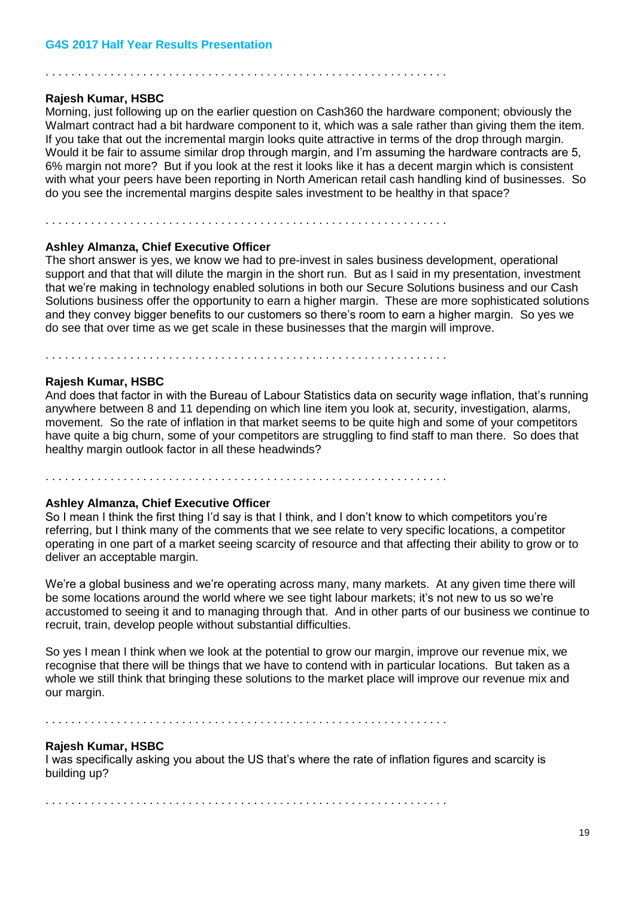. . . . . . . . . . . . . . . . . . . . . . . . . . . . . . . . . . . . . . . . . . . . . . . . . . . . . . . . . . . . .

**Rajesh Kumar, HSBC**

Morning, just following up on the earlier question on Cash360 the hardware component; obviously the Walmart contract had a bit hardware component to it, which was a sale rather than giving them the item. If you take that out the incremental margin looks quite attractive in terms of the drop through margin. Would it be fair to assume similar drop through margin, and I'm assuming the hardware contracts are 5, 6% margin not more? But if you look at the rest it looks like it has a decent margin which is consistent with what your peers have been reporting in North American retail cash handling kind of businesses. So do you see the incremental margins despite sales investment to be healthy in that space?

. . . . . . . . . . . . . . . . . . . . . . . . . . . . . . . . . . . . . . . . . . . . . . . . . . . . . . . . . . . . .

**Ashley Almanza, Chief Executive Officer**

The short answer is yes, we know we had to pre-invest in sales business development, operational support and that that will dilute the margin in the short run. But as I said in my presentation, investment that we're making in technology enabled solutions in both our Secure Solutions business and our Cash Solutions business offer the opportunity to earn a higher margin. These are more sophisticated solutions and they convey bigger benefits to our customers so there's room to earn a higher margin. So yes we do see that over time as we get scale in these businesses that the margin will improve.

. . . . . . . . . . . . . . . . . . . . . . . . . . . . . . . . . . . . . . . . . . . . . . . . . . . . . . . . . . . . .

**Rajesh Kumar, HSBC**

And does that factor in with the Bureau of Labour Statistics data on security wage inflation, that's running anywhere between 8 and 11 depending on which line item you look at, security, investigation, alarms, movement. So the rate of inflation in that market seems to be quite high and some of your competitors have quite a big churn, some of your competitors are struggling to find staff to man there. So does that healthy margin outlook factor in all these headwinds?

. . . . . . . . . . . . . . . . . . . . . . . . . . . . . . . . . . . . . . . . . . . . . . . . . . . . . . . . . . . . .

**Ashley Almanza, Chief Executive Officer**

So I mean I think the first thing I'd say is that I think, and I don't know to which competitors you're referring, but I think many of the comments that we see relate to very specific locations, a competitor operating in one part of a market seeing scarcity of resource and that affecting their ability to grow or to deliver an acceptable margin.

We're a global business and we're operating across many, many markets. At any given time there will be some locations around the world where we see tight labour markets; it's not new to us so we're accustomed to seeing it and to managing through that. And in other parts of our business we continue to recruit, train, develop people without substantial difficulties.

So yes I mean I think when we look at the potential to grow our margin, improve our revenue mix, we recognise that there will be things that we have to contend with in particular locations. But taken as a whole we still think that bringing these solutions to the market place will improve our revenue mix and our margin.

. . . . . . . . . . . . . . . . . . . . . . . . . . . . . . . . . . . . . . . . . . . . . . . . . . . . . . . . . . . . .

**Rajesh Kumar, HSBC**

I was specifically asking you about the US that's where the rate of inflation figures and scarcity is building up?

. . . . . . . . . . . . . . . . . . . . . . . . . . . . . . . . . . . . . . . . . . . . . . . . . . . . . . . . . . . . .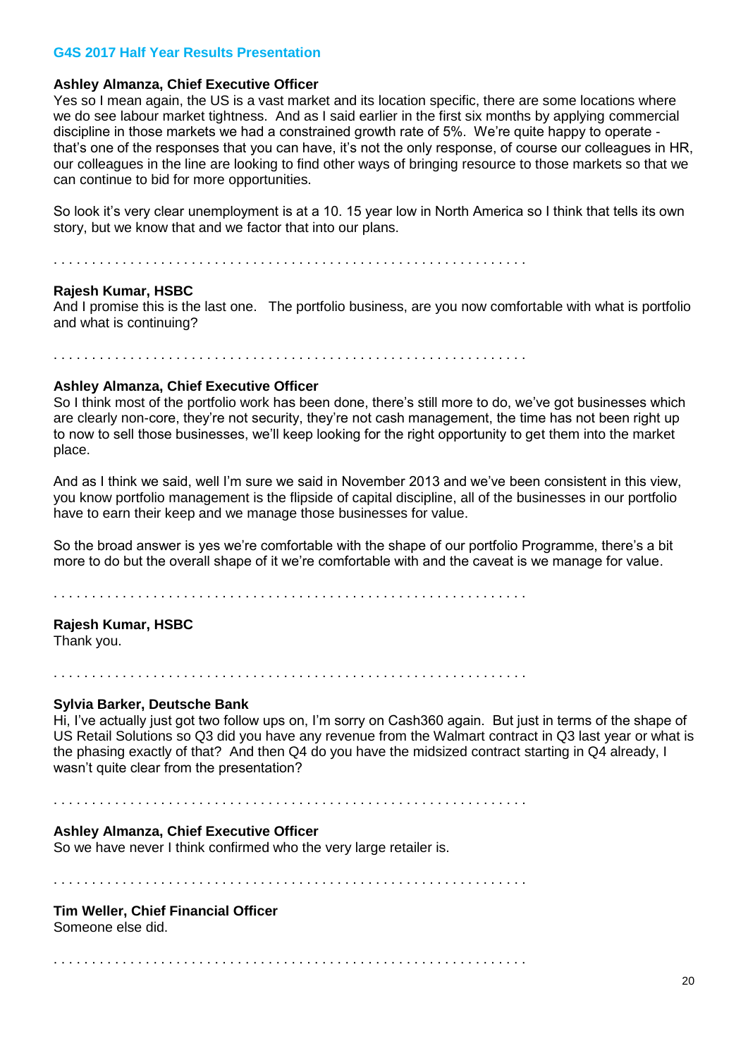**Ashley Almanza, Chief Executive Officer**
Yes so I mean again, the US is a vast market and its location specific, there are some locations where we do see labour market tightness. And as I said earlier in the first six months by applying commercial discipline in those markets we had a constrained growth rate of 5%. We're quite happy to operate - that's one of the responses that you can have, it's not the only response, of course our colleagues in HR, our colleagues in the line are looking to find other ways of bringing resource to those markets so that we can continue to bid for more opportunities.

So look it's very clear unemployment is at a 10. 15 year low in North America so I think that tells its own story, but we know that and we factor that into our plans.

. . . . . . . . . . . . . . . . . . . . . . . . . . . . . . . . . . . . . . . . . . . . . . . . . . . . . . . . . . . . . .

**Rajesh Kumar, HSBC**
And I promise this is the last one. The portfolio business, are you now comfortable with what is portfolio and what is continuing?

. . . . . . . . . . . . . . . . . . . . . . . . . . . . . . . . . . . . . . . . . . . . . . . . . . . . . . . . . . . . . .

**Ashley Almanza, Chief Executive Officer**
So I think most of the portfolio work has been done, there's still more to do, we've got businesses which are clearly non-core, they're not security, they're not cash management, the time has not been right up to now to sell those businesses, we'll keep looking for the right opportunity to get them into the market place.

And as I think we said, well I'm sure we said in November 2013 and we've been consistent in this view, you know portfolio management is the flipside of capital discipline, all of the businesses in our portfolio have to earn their keep and we manage those businesses for value.

So the broad answer is yes we're comfortable with the shape of our portfolio Programme, there's a bit more to do but the overall shape of it we're comfortable with and the caveat is we manage for value.

. . . . . . . . . . . . . . . . . . . . . . . . . . . . . . . . . . . . . . . . . . . . . . . . . . . . . . . . . . . . . .

**Rajesh Kumar, HSBC**
Thank you.

. . . . . . . . . . . . . . . . . . . . . . . . . . . . . . . . . . . . . . . . . . . . . . . . . . . . . . . . . . . . . .

**Sylvia Barker, Deutsche Bank**
Hi, I've actually just got two follow ups on, I'm sorry on Cash360 again. But just in terms of the shape of US Retail Solutions so Q3 did you have any revenue from the Walmart contract in Q3 last year or what is the phasing exactly of that? And then Q4 do you have the midsized contract starting in Q4 already, I wasn't quite clear from the presentation?

. . . . . . . . . . . . . . . . . . . . . . . . . . . . . . . . . . . . . . . . . . . . . . . . . . . . . . . . . . . . . .

**Ashley Almanza, Chief Executive Officer**
So we have never I think confirmed who the very large retailer is.

. . . . . . . . . . . . . . . . . . . . . . . . . . . . . . . . . . . . . . . . . . . . . . . . . . . . . . . . . . . . . .

**Tim Weller, Chief Financial Officer**
Someone else did.

. . . . . . . . . . . . . . . . . . . . . . . . . . . . . . . . . . . . . . . . . . . . . . . . . . . . . . . . . . . . . .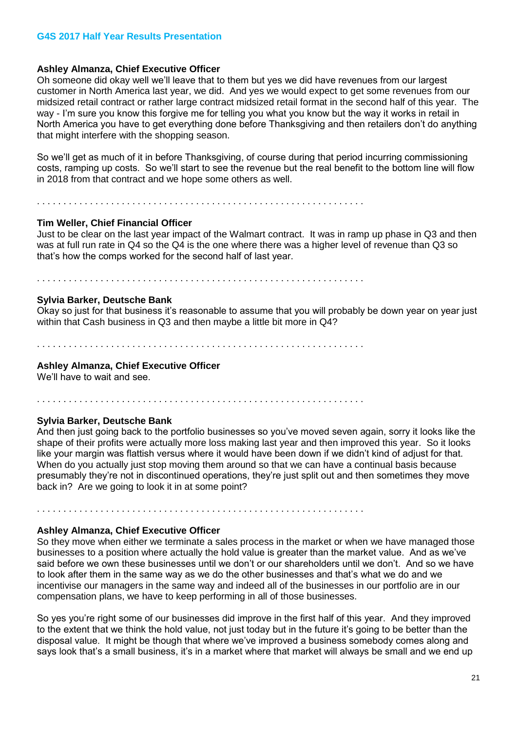**Ashley Almanza, Chief Executive Officer**
Oh someone did okay well we'll leave that to them but yes we did have revenues from our largest customer in North America last year, we did. And yes we would expect to get some revenues from our midsized retail contract or rather large contract midsized retail format in the second half of this year. The way - I'm sure you know this forgive me for telling you what you know but the way it works in retail in North America you have to get everything done before Thanksgiving and then retailers don't do anything that might interfere with the shopping season.

So we'll get as much of it in before Thanksgiving, of course during that period incurring commissioning costs, ramping up costs. So we'll start to see the revenue but the real benefit to the bottom line will flow in 2018 from that contract and we hope some others as well.

. . . . . . . . . . . . . . . . . . . . . . . . . . . . . . . . . . . . . . . . . . . . . . . . . . . . . . . . . . . . . . . .

**Tim Weller, Chief Financial Officer**
Just to be clear on the last year impact of the Walmart contract. It was in ramp up phase in Q3 and then was at full run rate in Q4 so the Q4 is the one where there was a higher level of revenue than Q3 so that's how the comps worked for the second half of last year.

. . . . . . . . . . . . . . . . . . . . . . . . . . . . . . . . . . . . . . . . . . . . . . . . . . . . . . . . . . . . . . . .

**Sylvia Barker, Deutsche Bank**
Okay so just for that business it's reasonable to assume that you will probably be down year on year just within that Cash business in Q3 and then maybe a little bit more in Q4?

. . . . . . . . . . . . . . . . . . . . . . . . . . . . . . . . . . . . . . . . . . . . . . . . . . . . . . . . . . . . . . . .

**Ashley Almanza, Chief Executive Officer**
We'll have to wait and see.

. . . . . . . . . . . . . . . . . . . . . . . . . . . . . . . . . . . . . . . . . . . . . . . . . . . . . . . . . . . . . . . .

**Sylvia Barker, Deutsche Bank**
And then just going back to the portfolio businesses so you've moved seven again, sorry it looks like the shape of their profits were actually more loss making last year and then improved this year. So it looks like your margin was flattish versus where it would have been down if we didn't kind of adjust for that. When do you actually just stop moving them around so that we can have a continual basis because presumably they're not in discontinued operations, they're just split out and then sometimes they move back in? Are we going to look it in at some point?

. . . . . . . . . . . . . . . . . . . . . . . . . . . . . . . . . . . . . . . . . . . . . . . . . . . . . . . . . . . . . . . .

**Ashley Almanza, Chief Executive Officer**
So they move when either we terminate a sales process in the market or when we have managed those businesses to a position where actually the hold value is greater than the market value. And as we've said before we own these businesses until we don't or our shareholders until we don't. And so we have to look after them in the same way as we do the other businesses and that's what we do and we incentivise our managers in the same way and indeed all of the businesses in our portfolio are in our compensation plans, we have to keep performing in all of those businesses.

So yes you're right some of our businesses did improve in the first half of this year. And they improved to the extent that we think the hold value, not just today but in the future it's going to be better than the disposal value. It might be though that where we've improved a business somebody comes along and says look that's a small business, it's in a market where that market will always be small and we end up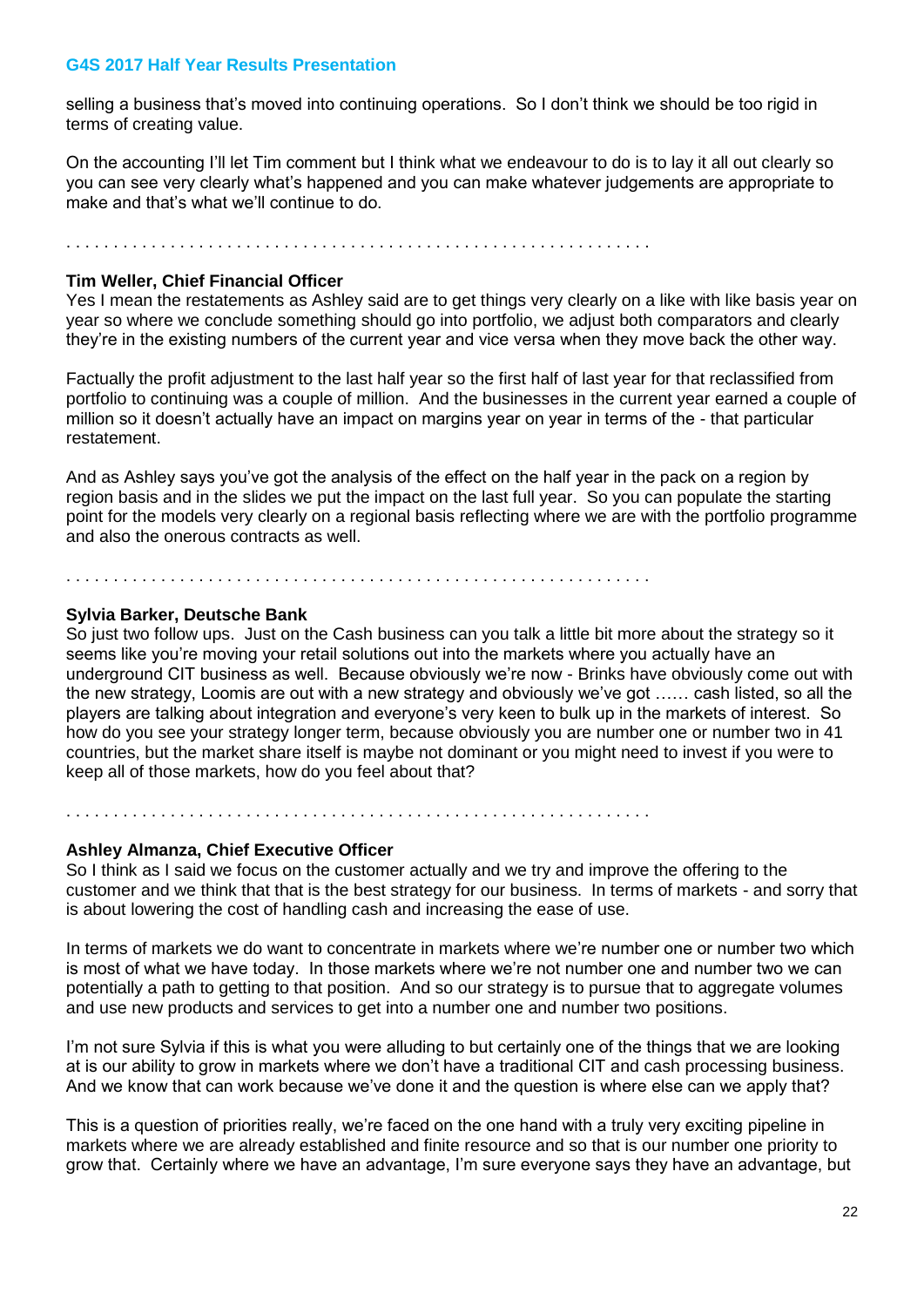selling a business that's moved into continuing operations. So I don't think we should be too rigid in terms of creating value.

On the accounting I'll let Tim comment but I think what we endeavour to do is to lay it all out clearly so you can see very clearly what's happened and you can make whatever judgements are appropriate to make and that's what we'll continue to do.

. . . . . . . . . . . . . . . . . . . . . . . . . . . . . . . . . . . . . . . . . . . . . . . . . . . . . . . . . . . . .

**Tim Weller, Chief Financial Officer**
Yes I mean the restatements as Ashley said are to get things very clearly on a like with like basis year on year so where we conclude something should go into portfolio, we adjust both comparators and clearly they're in the existing numbers of the current year and vice versa when they move back the other way.

Factually the profit adjustment to the last half year so the first half of last year for that reclassified from portfolio to continuing was a couple of million. And the businesses in the current year earned a couple of million so it doesn't actually have an impact on margins year on year in terms of the - that particular restatement.

And as Ashley says you've got the analysis of the effect on the half year in the pack on a region by region basis and in the slides we put the impact on the last full year. So you can populate the starting point for the models very clearly on a regional basis reflecting where we are with the portfolio programme and also the onerous contracts as well.

. . . . . . . . . . . . . . . . . . . . . . . . . . . . . . . . . . . . . . . . . . . . . . . . . . . . . . . . . . . . .

**Sylvia Barker, Deutsche Bank**
So just two follow ups. Just on the Cash business can you talk a little bit more about the strategy so it seems like you're moving your retail solutions out into the markets where you actually have an underground CIT business as well. Because obviously we're now - Brinks have obviously come out with the new strategy, Loomis are out with a new strategy and obviously we've got …… cash listed, so all the players are talking about integration and everyone's very keen to bulk up in the markets of interest. So how do you see your strategy longer term, because obviously you are number one or number two in 41 countries, but the market share itself is maybe not dominant or you might need to invest if you were to keep all of those markets, how do you feel about that?

. . . . . . . . . . . . . . . . . . . . . . . . . . . . . . . . . . . . . . . . . . . . . . . . . . . . . . . . . . . . .

**Ashley Almanza, Chief Executive Officer**
So I think as I said we focus on the customer actually and we try and improve the offering to the customer and we think that that is the best strategy for our business. In terms of markets - and sorry that is about lowering the cost of handling cash and increasing the ease of use.

In terms of markets we do want to concentrate in markets where we're number one or number two which is most of what we have today. In those markets where we're not number one and number two we can potentially a path to getting to that position. And so our strategy is to pursue that to aggregate volumes and use new products and services to get into a number one and number two positions.

I'm not sure Sylvia if this is what you were alluding to but certainly one of the things that we are looking at is our ability to grow in markets where we don't have a traditional CIT and cash processing business. And we know that can work because we've done it and the question is where else can we apply that?

This is a question of priorities really, we're faced on the one hand with a truly very exciting pipeline in markets where we are already established and finite resource and so that is our number one priority to grow that. Certainly where we have an advantage, I'm sure everyone says they have an advantage, but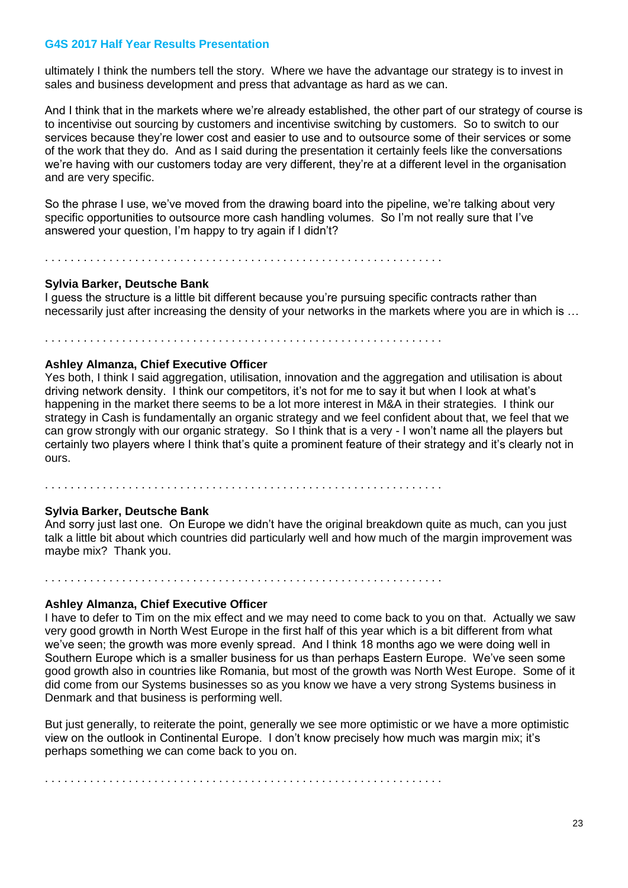ultimately I think the numbers tell the story. Where we have the advantage our strategy is to invest in sales and business development and press that advantage as hard as we can.

And I think that in the markets where we're already established, the other part of our strategy of course is to incentivise out sourcing by customers and incentivise switching by customers. So to switch to our services because they're lower cost and easier to use and to outsource some of their services or some of the work that they do. And as I said during the presentation it certainly feels like the conversations we're having with our customers today are very different, they're at a different level in the organisation and are very specific.

So the phrase I use, we've moved from the drawing board into the pipeline, we're talking about very specific opportunities to outsource more cash handling volumes. So I'm not really sure that I've answered your question, I'm happy to try again if I didn't?

. . . . . . . . . . . . . . . . . . . . . . . . . . . . . . . . . . . . . . . . . . . . . . . . . . . . . . . . . . . . .

**Sylvia Barker, Deutsche Bank**
I guess the structure is a little bit different because you're pursuing specific contracts rather than necessarily just after increasing the density of your networks in the markets where you are in which is …

. . . . . . . . . . . . . . . . . . . . . . . . . . . . . . . . . . . . . . . . . . . . . . . . . . . . . . . . . . . . .

**Ashley Almanza, Chief Executive Officer**
Yes both, I think I said aggregation, utilisation, innovation and the aggregation and utilisation is about driving network density. I think our competitors, it's not for me to say it but when I look at what's happening in the market there seems to be a lot more interest in M&A in their strategies. I think our strategy in Cash is fundamentally an organic strategy and we feel confident about that, we feel that we can grow strongly with our organic strategy. So I think that is a very - I won't name all the players but certainly two players where I think that's quite a prominent feature of their strategy and it's clearly not in ours.

. . . . . . . . . . . . . . . . . . . . . . . . . . . . . . . . . . . . . . . . . . . . . . . . . . . . . . . . . . . . .

**Sylvia Barker, Deutsche Bank**
And sorry just last one. On Europe we didn't have the original breakdown quite as much, can you just talk a little bit about which countries did particularly well and how much of the margin improvement was maybe mix? Thank you.

. . . . . . . . . . . . . . . . . . . . . . . . . . . . . . . . . . . . . . . . . . . . . . . . . . . . . . . . . . . . .

**Ashley Almanza, Chief Executive Officer**
I have to defer to Tim on the mix effect and we may need to come back to you on that. Actually we saw very good growth in North West Europe in the first half of this year which is a bit different from what we've seen; the growth was more evenly spread. And I think 18 months ago we were doing well in Southern Europe which is a smaller business for us than perhaps Eastern Europe. We've seen some good growth also in countries like Romania, but most of the growth was North West Europe. Some of it did come from our Systems businesses so as you know we have a very strong Systems business in Denmark and that business is performing well.

But just generally, to reiterate the point, generally we see more optimistic or we have a more optimistic view on the outlook in Continental Europe. I don't know precisely how much was margin mix; it's perhaps something we can come back to you on.

. . . . . . . . . . . . . . . . . . . . . . . . . . . . . . . . . . . . . . . . . . . . . . . . . . . . . . . . . . . . .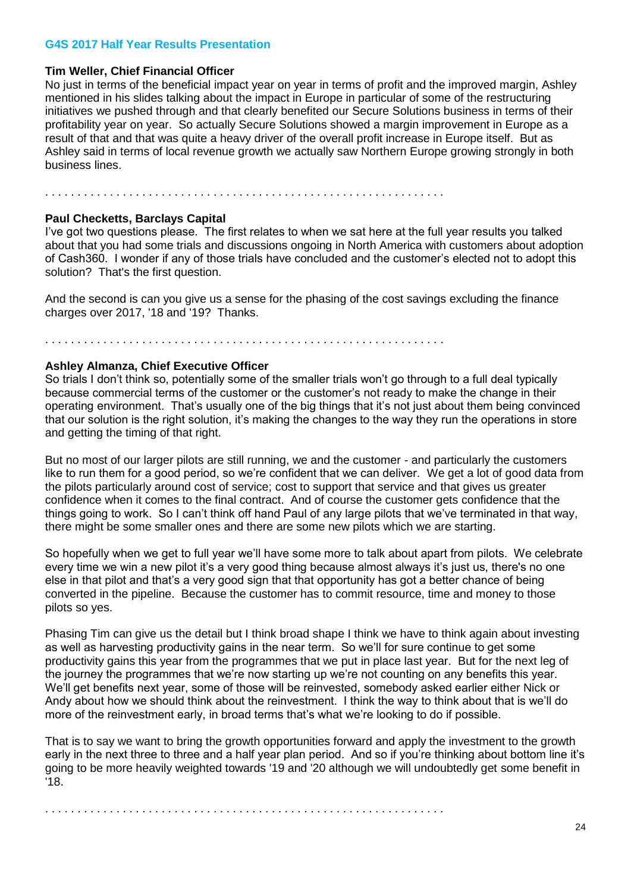**Tim Weller, Chief Financial Officer**

No just in terms of the beneficial impact year on year in terms of profit and the improved margin, Ashley mentioned in his slides talking about the impact in Europe in particular of some of the restructuring initiatives we pushed through and that clearly benefited our Secure Solutions business in terms of their profitability year on year. So actually Secure Solutions showed a margin improvement in Europe as a result of that and that was quite a heavy driver of the overall profit increase in Europe itself. But as Ashley said in terms of local revenue growth we actually saw Northern Europe growing strongly in both business lines.

. . . . . . . . . . . . . . . . . . . . . . . . . . . . . . . . . . . . . . . . . . . . . . . . . . . . . . . . . . . .

**Paul Checketts, Barclays Capital**

I've got two questions please. The first relates to when we sat here at the full year results you talked about that you had some trials and discussions ongoing in North America with customers about adoption of Cash360. I wonder if any of those trials have concluded and the customer's elected not to adopt this solution? That's the first question.

And the second is can you give us a sense for the phasing of the cost savings excluding the finance charges over 2017, '18 and '19? Thanks.

. . . . . . . . . . . . . . . . . . . . . . . . . . . . . . . . . . . . . . . . . . . . . . . . . . . . . . . . . . . .

**Ashley Almanza, Chief Executive Officer**

So trials I don't think so, potentially some of the smaller trials won't go through to a full deal typically because commercial terms of the customer or the customer's not ready to make the change in their operating environment. That's usually one of the big things that it's not just about them being convinced that our solution is the right solution, it's making the changes to the way they run the operations in store and getting the timing of that right.

But no most of our larger pilots are still running, we and the customer - and particularly the customers like to run them for a good period, so we're confident that we can deliver. We get a lot of good data from the pilots particularly around cost of service; cost to support that service and that gives us greater confidence when it comes to the final contract. And of course the customer gets confidence that the things going to work. So I can't think off hand Paul of any large pilots that we've terminated in that way, there might be some smaller ones and there are some new pilots which we are starting.

So hopefully when we get to full year we'll have some more to talk about apart from pilots. We celebrate every time we win a new pilot it's a very good thing because almost always it's just us, there's no one else in that pilot and that's a very good sign that that opportunity has got a better chance of being converted in the pipeline. Because the customer has to commit resource, time and money to those pilots so yes.

Phasing Tim can give us the detail but I think broad shape I think we have to think again about investing as well as harvesting productivity gains in the near term. So we'll for sure continue to get some productivity gains this year from the programmes that we put in place last year. But for the next leg of the journey the programmes that we're now starting up we're not counting on any benefits this year. We'll get benefits next year, some of those will be reinvested, somebody asked earlier either Nick or Andy about how we should think about the reinvestment. I think the way to think about that is we'll do more of the reinvestment early, in broad terms that's what we're looking to do if possible.

That is to say we want to bring the growth opportunities forward and apply the investment to the growth early in the next three to three and a half year plan period. And so if you're thinking about bottom line it's going to be more heavily weighted towards '19 and '20 although we will undoubtedly get some benefit in '18.

. . . . . . . . . . . . . . . . . . . . . . . . . . . . . . . . . . . . . . . . . . . . . . . . . . . . . . . . . . . .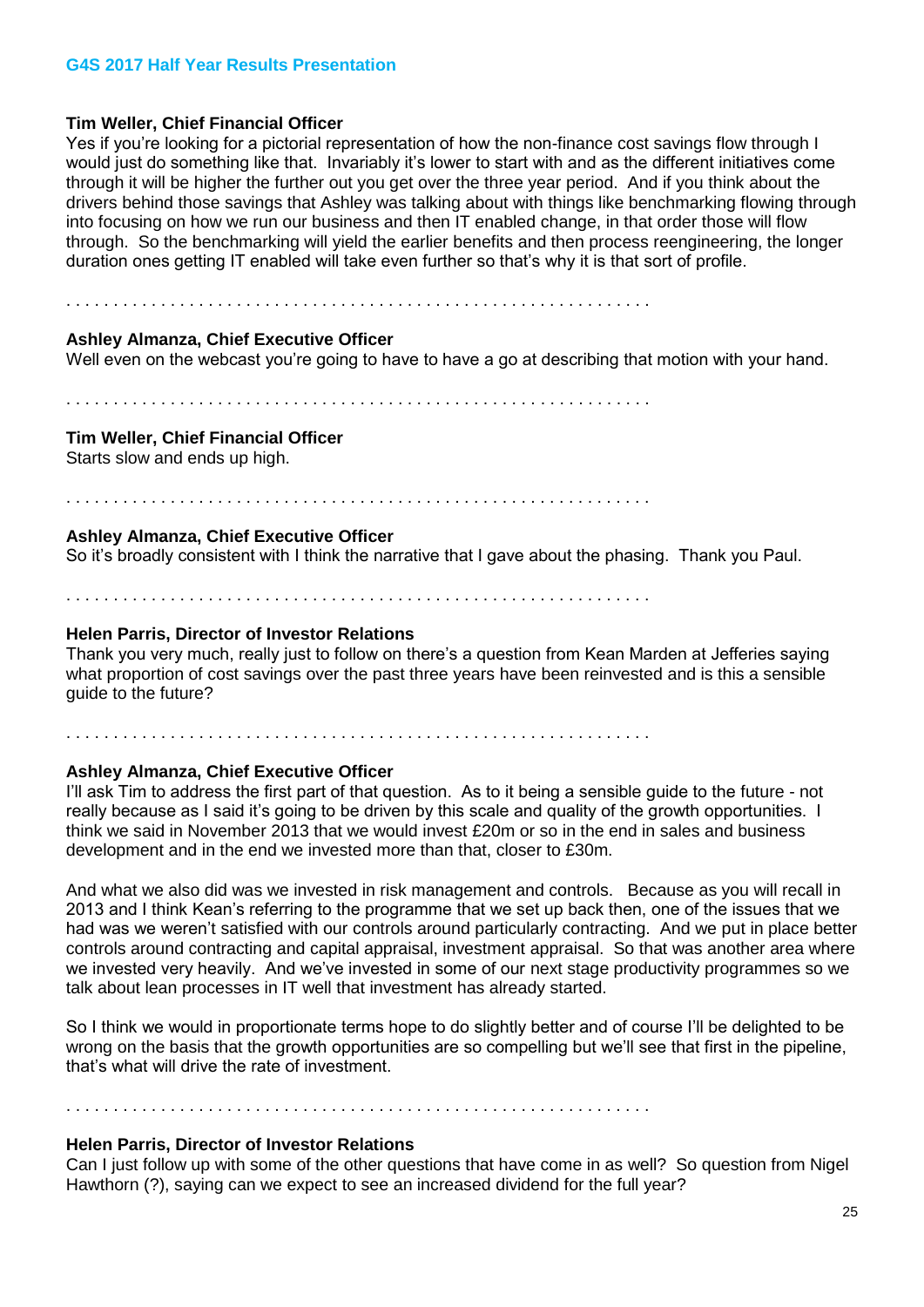**Tim Weller, Chief Financial Officer**

Yes if you're looking for a pictorial representation of how the non-finance cost savings flow through I would just do something like that. Invariably it's lower to start with and as the different initiatives come through it will be higher the further out you get over the three year period. And if you think about the drivers behind those savings that Ashley was talking about with things like benchmarking flowing through into focusing on how we run our business and then IT enabled change, in that order those will flow through. So the benchmarking will yield the earlier benefits and then process reengineering, the longer duration ones getting IT enabled will take even further so that's why it is that sort of profile.

. . . . . . . . . . . . . . . . . . . . . . . . . . . . . . . . . . . . . . . . . . . . . . . . . . . . . . . . . . . . . .

**Ashley Almanza, Chief Executive Officer**

Well even on the webcast you're going to have to have a go at describing that motion with your hand.

. . . . . . . . . . . . . . . . . . . . . . . . . . . . . . . . . . . . . . . . . . . . . . . . . . . . . . . . . . . . . .

**Tim Weller, Chief Financial Officer**

Starts slow and ends up high.

. . . . . . . . . . . . . . . . . . . . . . . . . . . . . . . . . . . . . . . . . . . . . . . . . . . . . . . . . . . . . .

**Ashley Almanza, Chief Executive Officer**

So it's broadly consistent with I think the narrative that I gave about the phasing. Thank you Paul.

. . . . . . . . . . . . . . . . . . . . . . . . . . . . . . . . . . . . . . . . . . . . . . . . . . . . . . . . . . . . . .

**Helen Parris, Director of Investor Relations**

Thank you very much, really just to follow on there's a question from Kean Marden at Jefferies saying what proportion of cost savings over the past three years have been reinvested and is this a sensible guide to the future?

. . . . . . . . . . . . . . . . . . . . . . . . . . . . . . . . . . . . . . . . . . . . . . . . . . . . . . . . . . . . . .

**Ashley Almanza, Chief Executive Officer**

I'll ask Tim to address the first part of that question. As to it being a sensible guide to the future - not really because as I said it's going to be driven by this scale and quality of the growth opportunities. I think we said in November 2013 that we would invest £20m or so in the end in sales and business development and in the end we invested more than that, closer to £30m.

And what we also did was we invested in risk management and controls. Because as you will recall in 2013 and I think Kean's referring to the programme that we set up back then, one of the issues that we had was we weren't satisfied with our controls around particularly contracting. And we put in place better controls around contracting and capital appraisal, investment appraisal. So that was another area where we invested very heavily. And we've invested in some of our next stage productivity programmes so we talk about lean processes in IT well that investment has already started.

So I think we would in proportionate terms hope to do slightly better and of course I'll be delighted to be wrong on the basis that the growth opportunities are so compelling but we'll see that first in the pipeline, that's what will drive the rate of investment.

. . . . . . . . . . . . . . . . . . . . . . . . . . . . . . . . . . . . . . . . . . . . . . . . . . . . . . . . . . . . . .

**Helen Parris, Director of Investor Relations**

Can I just follow up with some of the other questions that have come in as well? So question from Nigel Hawthorn (?), saying can we expect to see an increased dividend for the full year?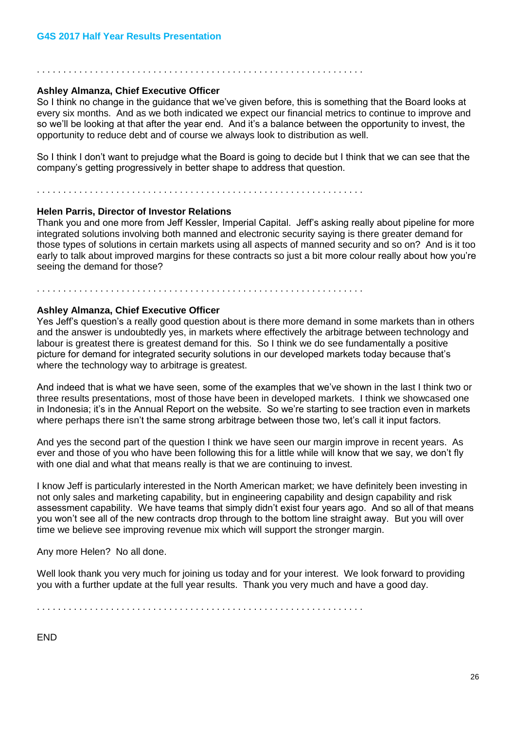. . . . . . . . . . . . . . . . . . . . . . . . . . . . . . . . . . . . . . . . . . . . . . . . . . . . . . . . . . . . .

**Ashley Almanza, Chief Executive Officer**
So I think no change in the guidance that we've given before, this is something that the Board looks at every six months. And as we both indicated we expect our financial metrics to continue to improve and so we'll be looking at that after the year end. And it's a balance between the opportunity to invest, the opportunity to reduce debt and of course we always look to distribution as well.

So I think I don't want to prejudge what the Board is going to decide but I think that we can see that the company's getting progressively in better shape to address that question.

. . . . . . . . . . . . . . . . . . . . . . . . . . . . . . . . . . . . . . . . . . . . . . . . . . . . . . . . . . . . .

**Helen Parris, Director of Investor Relations**
Thank you and one more from Jeff Kessler, Imperial Capital. Jeff's asking really about pipeline for more integrated solutions involving both manned and electronic security saying is there greater demand for those types of solutions in certain markets using all aspects of manned security and so on? And is it too early to talk about improved margins for these contracts so just a bit more colour really about how you're seeing the demand for those?

. . . . . . . . . . . . . . . . . . . . . . . . . . . . . . . . . . . . . . . . . . . . . . . . . . . . . . . . . . . . .

**Ashley Almanza, Chief Executive Officer**
Yes Jeff's question's a really good question about is there more demand in some markets than in others and the answer is undoubtedly yes, in markets where effectively the arbitrage between technology and labour is greatest there is greatest demand for this. So I think we do see fundamentally a positive picture for demand for integrated security solutions in our developed markets today because that's where the technology way to arbitrage is greatest.

And indeed that is what we have seen, some of the examples that we've shown in the last I think two or three results presentations, most of those have been in developed markets. I think we showcased one in Indonesia; it's in the Annual Report on the website. So we're starting to see traction even in markets where perhaps there isn't the same strong arbitrage between those two, let's call it input factors.

And yes the second part of the question I think we have seen our margin improve in recent years. As ever and those of you who have been following this for a little while will know that we say, we don't fly with one dial and what that means really is that we are continuing to invest.

I know Jeff is particularly interested in the North American market; we have definitely been investing in not only sales and marketing capability, but in engineering capability and design capability and risk assessment capability. We have teams that simply didn't exist four years ago. And so all of that means you won't see all of the new contracts drop through to the bottom line straight away. But you will over time we believe see improving revenue mix which will support the stronger margin.

Any more Helen? No all done.

Well look thank you very much for joining us today and for your interest. We look forward to providing you with a further update at the full year results. Thank you very much and have a good day.

. . . . . . . . . . . . . . . . . . . . . . . . . . . . . . . . . . . . . . . . . . . . . . . . . . . . . . . . . . . . .

END